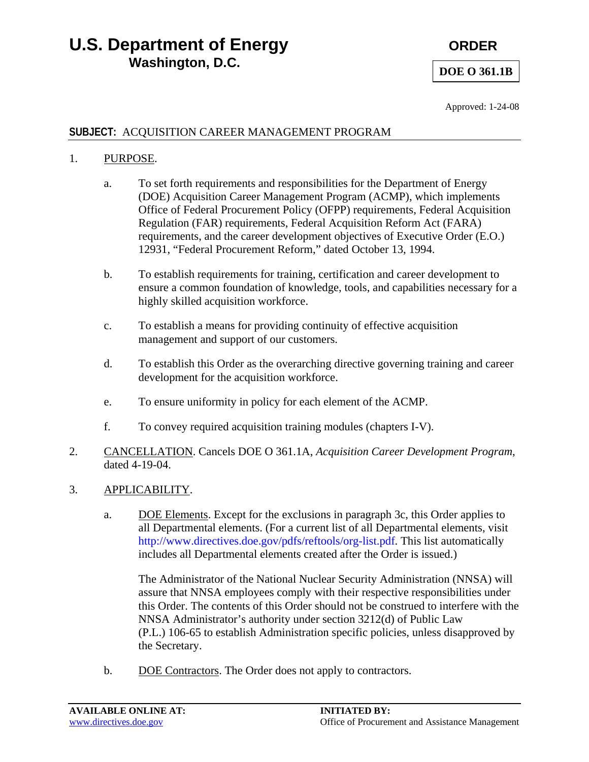# U.S. Department of Energy
## Washington, D.C.

**ORDER**

**DOE O 361.1B**

Approved: 1-24-08

**SUBJECT:** ACQUISITION CAREER MANAGEMENT PROGRAM

1. PURPOSE.

   a. To set forth requirements and responsibilities for the Department of Energy (DOE) Acquisition Career Management Program (ACMP), which implements Office of Federal Procurement Policy (OFPP) requirements, Federal Acquisition Regulation (FAR) requirements, Federal Acquisition Reform Act (FARA) requirements, and the career development objectives of Executive Order (E.O.) 12931, "Federal Procurement Reform," dated October 13, 1994.

   b. To establish requirements for training, certification and career development to ensure a common foundation of knowledge, tools, and capabilities necessary for a highly skilled acquisition workforce.

   c. To establish a means for providing continuity of effective acquisition management and support of our customers.

   d. To establish this Order as the overarching directive governing training and career development for the acquisition workforce.

   e. To ensure uniformity in policy for each element of the ACMP.

   f. To convey required acquisition training modules (chapters I-V).

2. CANCELLATION. Cancels DOE O 361.1A, *Acquisition Career Development Program*, dated 4-19-04.

3. APPLICABILITY.

   a. DOE Elements. Except for the exclusions in paragraph 3c, this Order applies to all Departmental elements. (For a current list of all Departmental elements, visit http://www.directives.doe.gov/pdfs/reftools/org-list.pdf. This list automatically includes all Departmental elements created after the Order is issued.)

      The Administrator of the National Nuclear Security Administration (NNSA) will assure that NNSA employees comply with their respective responsibilities under this Order. The contents of this Order should not be construed to interfere with the NNSA Administrator's authority under section 3212(d) of Public Law (P.L.) 106-65 to establish Administration specific policies, unless disapproved by the Secretary.

   b. DOE Contractors. The Order does not apply to contractors.

**AVAILABLE ONLINE AT:**
www.directives.doe.gov

**INITIATED BY:**
Office of Procurement and Assistance Management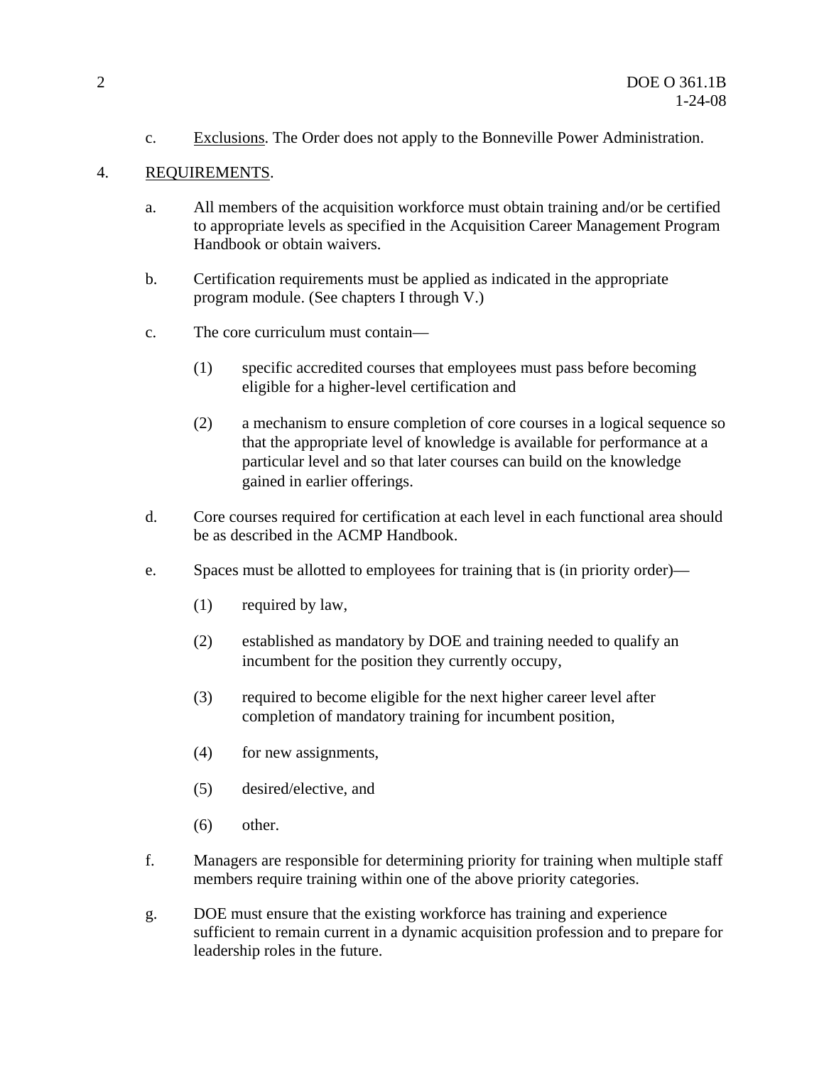c. Exclusions. The Order does not apply to the Bonneville Power Administration.

4. REQUIREMENTS.

a. All members of the acquisition workforce must obtain training and/or be certified to appropriate levels as specified in the Acquisition Career Management Program Handbook or obtain waivers.

b. Certification requirements must be applied as indicated in the appropriate program module. (See chapters I through V.)

c. The core curriculum must contain—

(1) specific accredited courses that employees must pass before becoming eligible for a higher-level certification and

(2) a mechanism to ensure completion of core courses in a logical sequence so that the appropriate level of knowledge is available for performance at a particular level and so that later courses can build on the knowledge gained in earlier offerings.

d. Core courses required for certification at each level in each functional area should be as described in the ACMP Handbook.

e. Spaces must be allotted to employees for training that is (in priority order)—

(1) required by law,

(2) established as mandatory by DOE and training needed to qualify an incumbent for the position they currently occupy,

(3) required to become eligible for the next higher career level after completion of mandatory training for incumbent position,

(4) for new assignments,

(5) desired/elective, and

(6) other.

f. Managers are responsible for determining priority for training when multiple staff members require training within one of the above priority categories.

g. DOE must ensure that the existing workforce has training and experience sufficient to remain current in a dynamic acquisition profession and to prepare for leadership roles in the future.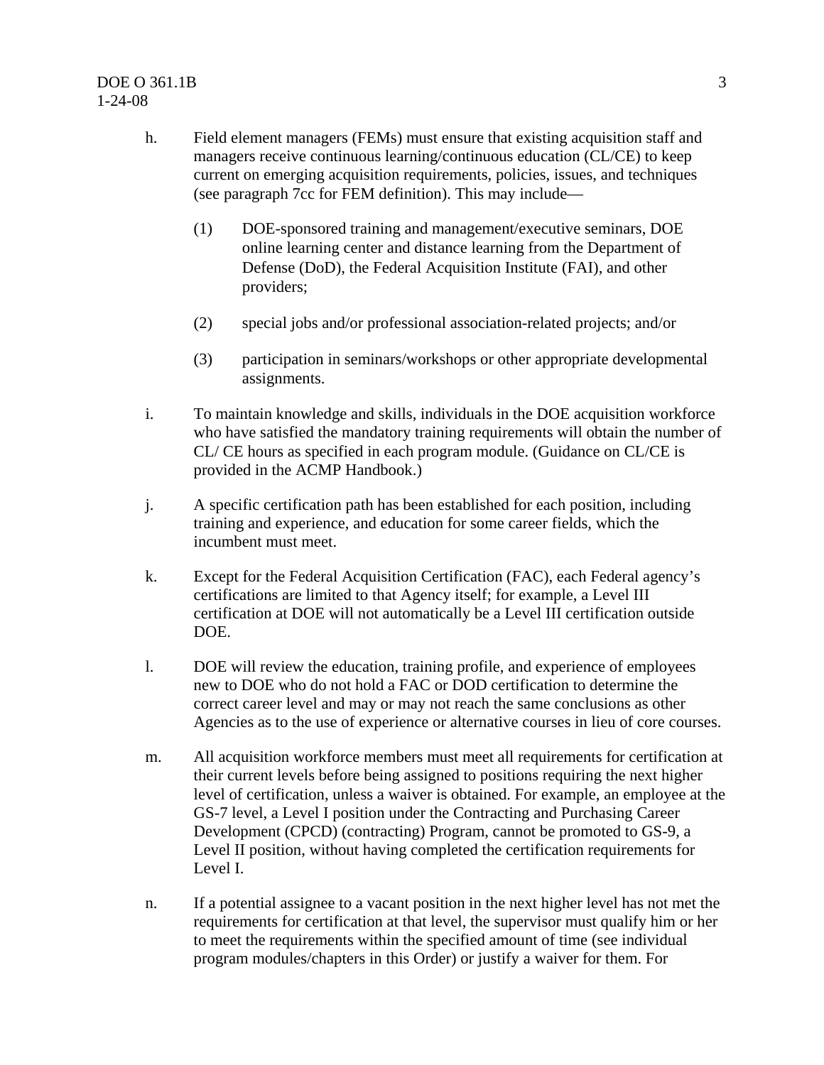h. Field element managers (FEMs) must ensure that existing acquisition staff and managers receive continuous learning/continuous education (CL/CE) to keep current on emerging acquisition requirements, policies, issues, and techniques (see paragraph 7cc for FEM definition). This may include—

   (1) DOE-sponsored training and management/executive seminars, DOE online learning center and distance learning from the Department of Defense (DoD), the Federal Acquisition Institute (FAI), and other providers;

   (2) special jobs and/or professional association-related projects; and/or

   (3) participation in seminars/workshops or other appropriate developmental assignments.

i. To maintain knowledge and skills, individuals in the DOE acquisition workforce who have satisfied the mandatory training requirements will obtain the number of CL/ CE hours as specified in each program module. (Guidance on CL/CE is provided in the ACMP Handbook.)

j. A specific certification path has been established for each position, including training and experience, and education for some career fields, which the incumbent must meet.

k. Except for the Federal Acquisition Certification (FAC), each Federal agency's certifications are limited to that Agency itself; for example, a Level III certification at DOE will not automatically be a Level III certification outside DOE.

l. DOE will review the education, training profile, and experience of employees new to DOE who do not hold a FAC or DOD certification to determine the correct career level and may or may not reach the same conclusions as other Agencies as to the use of experience or alternative courses in lieu of core courses.

m. All acquisition workforce members must meet all requirements for certification at their current levels before being assigned to positions requiring the next higher level of certification, unless a waiver is obtained. For example, an employee at the GS-7 level, a Level I position under the Contracting and Purchasing Career Development (CPCD) (contracting) Program, cannot be promoted to GS-9, a Level II position, without having completed the certification requirements for Level I.

n. If a potential assignee to a vacant position in the next higher level has not met the requirements for certification at that level, the supervisor must qualify him or her to meet the requirements within the specified amount of time (see individual program modules/chapters in this Order) or justify a waiver for them. For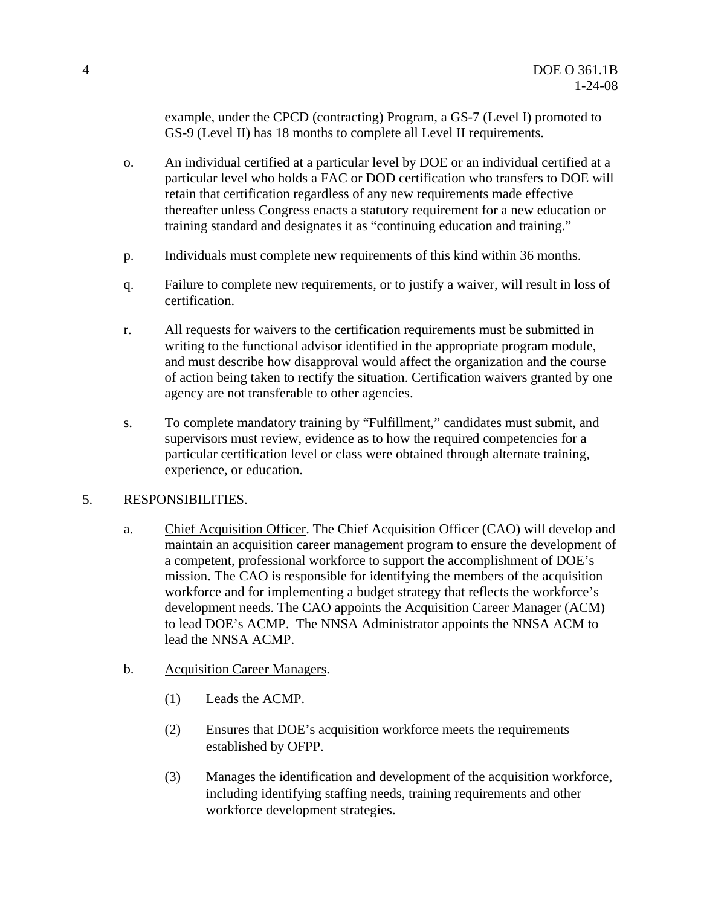example, under the CPCD (contracting) Program, a GS-7 (Level I) promoted to GS-9 (Level II) has 18 months to complete all Level II requirements.

o. An individual certified at a particular level by DOE or an individual certified at a particular level who holds a FAC or DOD certification who transfers to DOE will retain that certification regardless of any new requirements made effective thereafter unless Congress enacts a statutory requirement for a new education or training standard and designates it as "continuing education and training."

p. Individuals must complete new requirements of this kind within 36 months.

q. Failure to complete new requirements, or to justify a waiver, will result in loss of certification.

r. All requests for waivers to the certification requirements must be submitted in writing to the functional advisor identified in the appropriate program module, and must describe how disapproval would affect the organization and the course of action being taken to rectify the situation. Certification waivers granted by one agency are not transferable to other agencies.

s. To complete mandatory training by "Fulfillment," candidates must submit, and supervisors must review, evidence as to how the required competencies for a particular certification level or class were obtained through alternate training, experience, or education.

5. RESPONSIBILITIES.

a. Chief Acquisition Officer. The Chief Acquisition Officer (CAO) will develop and maintain an acquisition career management program to ensure the development of a competent, professional workforce to support the accomplishment of DOE's mission. The CAO is responsible for identifying the members of the acquisition workforce and for implementing a budget strategy that reflects the workforce's development needs. The CAO appoints the Acquisition Career Manager (ACM) to lead DOE's ACMP. The NNSA Administrator appoints the NNSA ACM to lead the NNSA ACMP.

b. Acquisition Career Managers.

(1) Leads the ACMP.

(2) Ensures that DOE's acquisition workforce meets the requirements established by OFPP.

(3) Manages the identification and development of the acquisition workforce, including identifying staffing needs, training requirements and other workforce development strategies.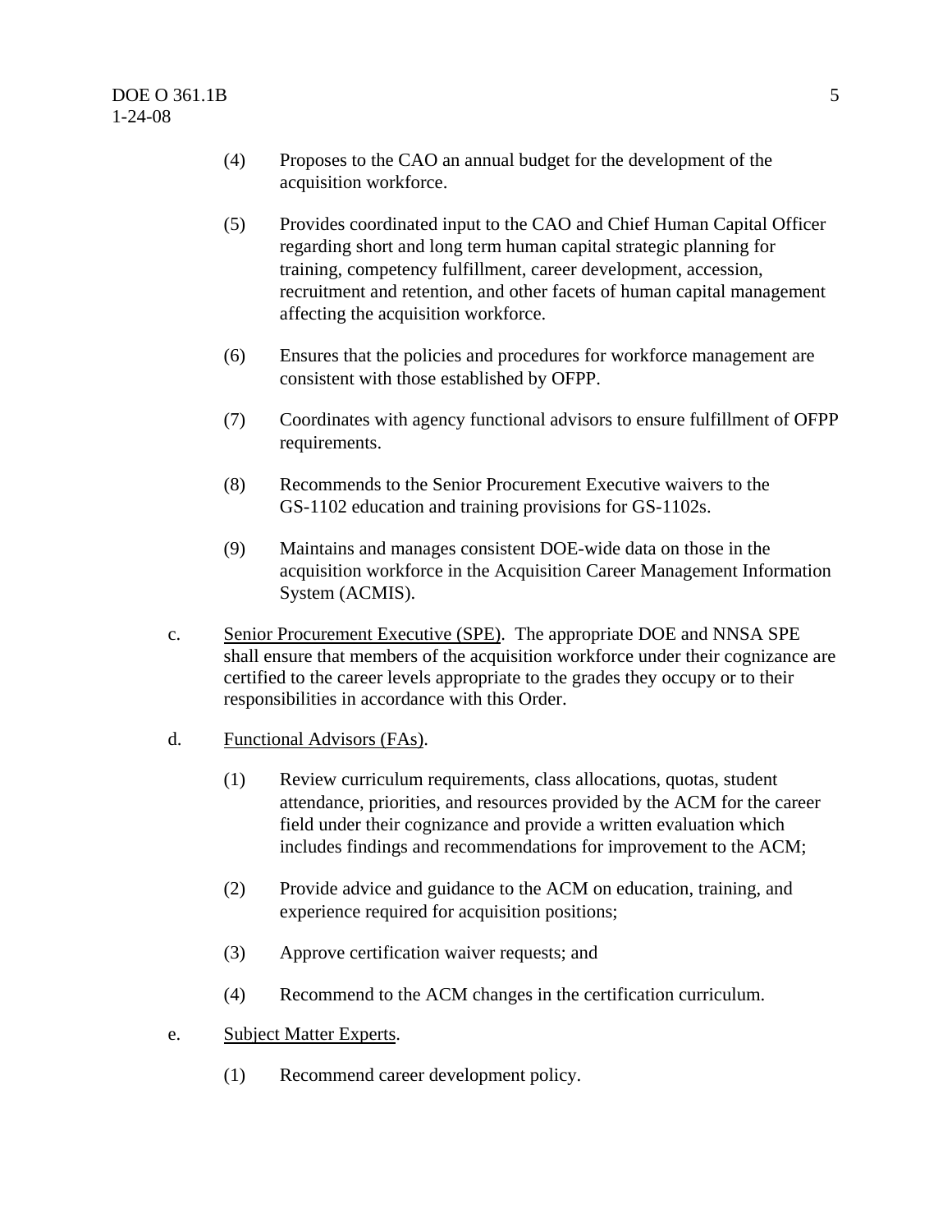(4) Proposes to the CAO an annual budget for the development of the acquisition workforce.

(5) Provides coordinated input to the CAO and Chief Human Capital Officer regarding short and long term human capital strategic planning for training, competency fulfillment, career development, accession, recruitment and retention, and other facets of human capital management affecting the acquisition workforce.

(6) Ensures that the policies and procedures for workforce management are consistent with those established by OFPP.

(7) Coordinates with agency functional advisors to ensure fulfillment of OFPP requirements.

(8) Recommends to the Senior Procurement Executive waivers to the GS-1102 education and training provisions for GS-1102s.

(9) Maintains and manages consistent DOE-wide data on those in the acquisition workforce in the Acquisition Career Management Information System (ACMIS).

c. Senior Procurement Executive (SPE). The appropriate DOE and NNSA SPE shall ensure that members of the acquisition workforce under their cognizance are certified to the career levels appropriate to the grades they occupy or to their responsibilities in accordance with this Order.

d. Functional Advisors (FAs).

(1) Review curriculum requirements, class allocations, quotas, student attendance, priorities, and resources provided by the ACM for the career field under their cognizance and provide a written evaluation which includes findings and recommendations for improvement to the ACM;

(2) Provide advice and guidance to the ACM on education, training, and experience required for acquisition positions;

(3) Approve certification waiver requests; and

(4) Recommend to the ACM changes in the certification curriculum.

e. Subject Matter Experts.

(1) Recommend career development policy.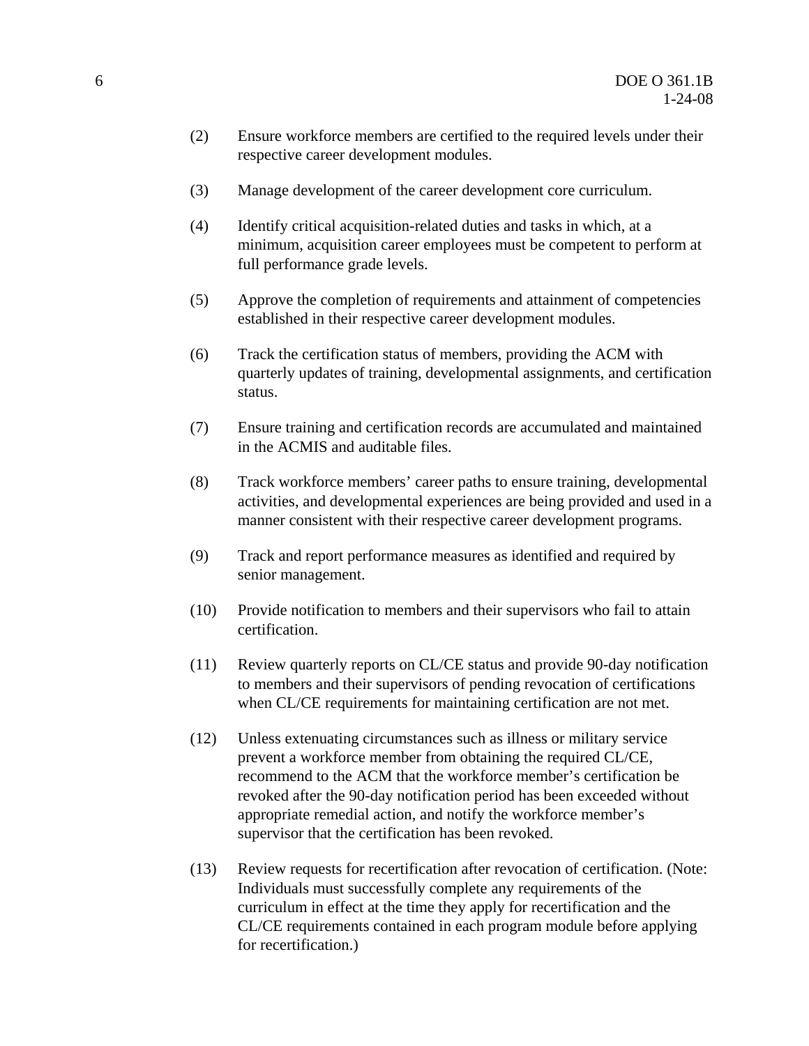(2) Ensure workforce members are certified to the required levels under their respective career development modules.

(3) Manage development of the career development core curriculum.

(4) Identify critical acquisition-related duties and tasks in which, at a minimum, acquisition career employees must be competent to perform at full performance grade levels.

(5) Approve the completion of requirements and attainment of competencies established in their respective career development modules.

(6) Track the certification status of members, providing the ACM with quarterly updates of training, developmental assignments, and certification status.

(7) Ensure training and certification records are accumulated and maintained in the ACMIS and auditable files.

(8) Track workforce members' career paths to ensure training, developmental activities, and developmental experiences are being provided and used in a manner consistent with their respective career development programs.

(9) Track and report performance measures as identified and required by senior management.

(10) Provide notification to members and their supervisors who fail to attain certification.

(11) Review quarterly reports on CL/CE status and provide 90-day notification to members and their supervisors of pending revocation of certifications when CL/CE requirements for maintaining certification are not met.

(12) Unless extenuating circumstances such as illness or military service prevent a workforce member from obtaining the required CL/CE, recommend to the ACM that the workforce member's certification be revoked after the 90-day notification period has been exceeded without appropriate remedial action, and notify the workforce member's supervisor that the certification has been revoked.

(13) Review requests for recertification after revocation of certification. (Note: Individuals must successfully complete any requirements of the curriculum in effect at the time they apply for recertification and the CL/CE requirements contained in each program module before applying for recertification.)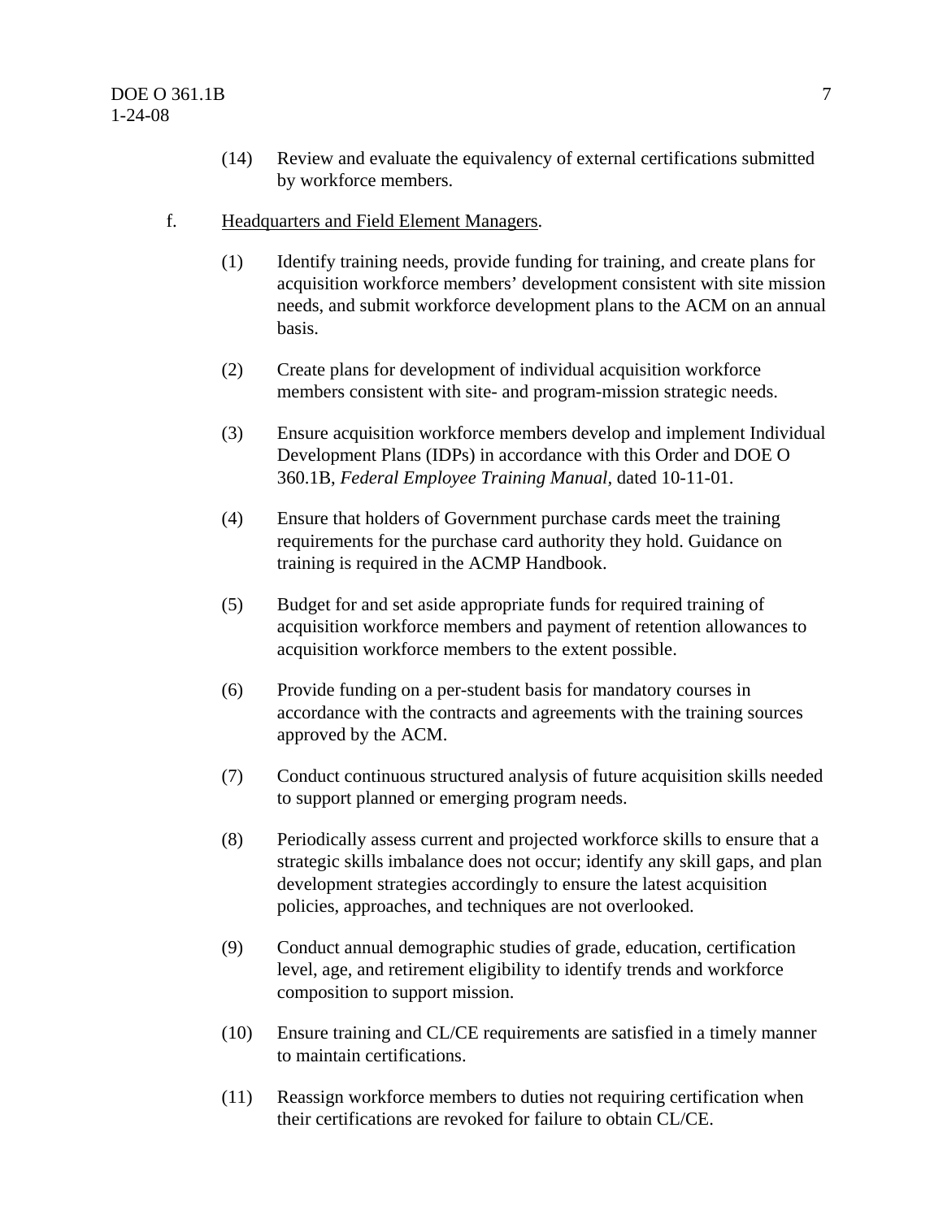(14) Review and evaluate the equivalency of external certifications submitted by workforce members.

f. Headquarters and Field Element Managers.

(1) Identify training needs, provide funding for training, and create plans for acquisition workforce members' development consistent with site mission needs, and submit workforce development plans to the ACM on an annual basis.

(2) Create plans for development of individual acquisition workforce members consistent with site- and program-mission strategic needs.

(3) Ensure acquisition workforce members develop and implement Individual Development Plans (IDPs) in accordance with this Order and DOE O 360.1B, *Federal Employee Training Manual*, dated 10-11-01.

(4) Ensure that holders of Government purchase cards meet the training requirements for the purchase card authority they hold. Guidance on training is required in the ACMP Handbook.

(5) Budget for and set aside appropriate funds for required training of acquisition workforce members and payment of retention allowances to acquisition workforce members to the extent possible.

(6) Provide funding on a per-student basis for mandatory courses in accordance with the contracts and agreements with the training sources approved by the ACM.

(7) Conduct continuous structured analysis of future acquisition skills needed to support planned or emerging program needs.

(8) Periodically assess current and projected workforce skills to ensure that a strategic skills imbalance does not occur; identify any skill gaps, and plan development strategies accordingly to ensure the latest acquisition policies, approaches, and techniques are not overlooked.

(9) Conduct annual demographic studies of grade, education, certification level, age, and retirement eligibility to identify trends and workforce composition to support mission.

(10) Ensure training and CL/CE requirements are satisfied in a timely manner to maintain certifications.

(11) Reassign workforce members to duties not requiring certification when their certifications are revoked for failure to obtain CL/CE.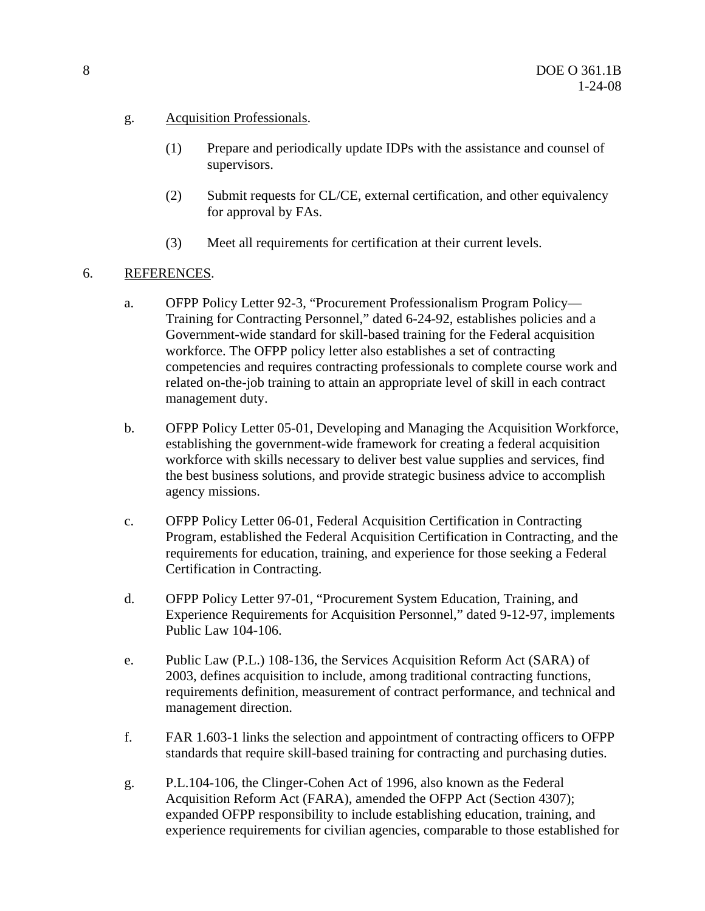g. Acquisition Professionals.

(1) Prepare and periodically update IDPs with the assistance and counsel of supervisors.

(2) Submit requests for CL/CE, external certification, and other equivalency for approval by FAs.

(3) Meet all requirements for certification at their current levels.

6. REFERENCES.

a. OFPP Policy Letter 92-3, "Procurement Professionalism Program Policy—Training for Contracting Personnel," dated 6-24-92, establishes policies and a Government-wide standard for skill-based training for the Federal acquisition workforce. The OFPP policy letter also establishes a set of contracting competencies and requires contracting professionals to complete course work and related on-the-job training to attain an appropriate level of skill in each contract management duty.

b. OFPP Policy Letter 05-01, Developing and Managing the Acquisition Workforce, establishing the government-wide framework for creating a federal acquisition workforce with skills necessary to deliver best value supplies and services, find the best business solutions, and provide strategic business advice to accomplish agency missions.

c. OFPP Policy Letter 06-01, Federal Acquisition Certification in Contracting Program, established the Federal Acquisition Certification in Contracting, and the requirements for education, training, and experience for those seeking a Federal Certification in Contracting.

d. OFPP Policy Letter 97-01, "Procurement System Education, Training, and Experience Requirements for Acquisition Personnel," dated 9-12-97, implements Public Law 104-106.

e. Public Law (P.L.) 108-136, the Services Acquisition Reform Act (SARA) of 2003, defines acquisition to include, among traditional contracting functions, requirements definition, measurement of contract performance, and technical and management direction.

f. FAR 1.603-1 links the selection and appointment of contracting officers to OFPP standards that require skill-based training for contracting and purchasing duties.

g. P.L.104-106, the Clinger-Cohen Act of 1996, also known as the Federal Acquisition Reform Act (FARA), amended the OFPP Act (Section 4307); expanded OFPP responsibility to include establishing education, training, and experience requirements for civilian agencies, comparable to those established for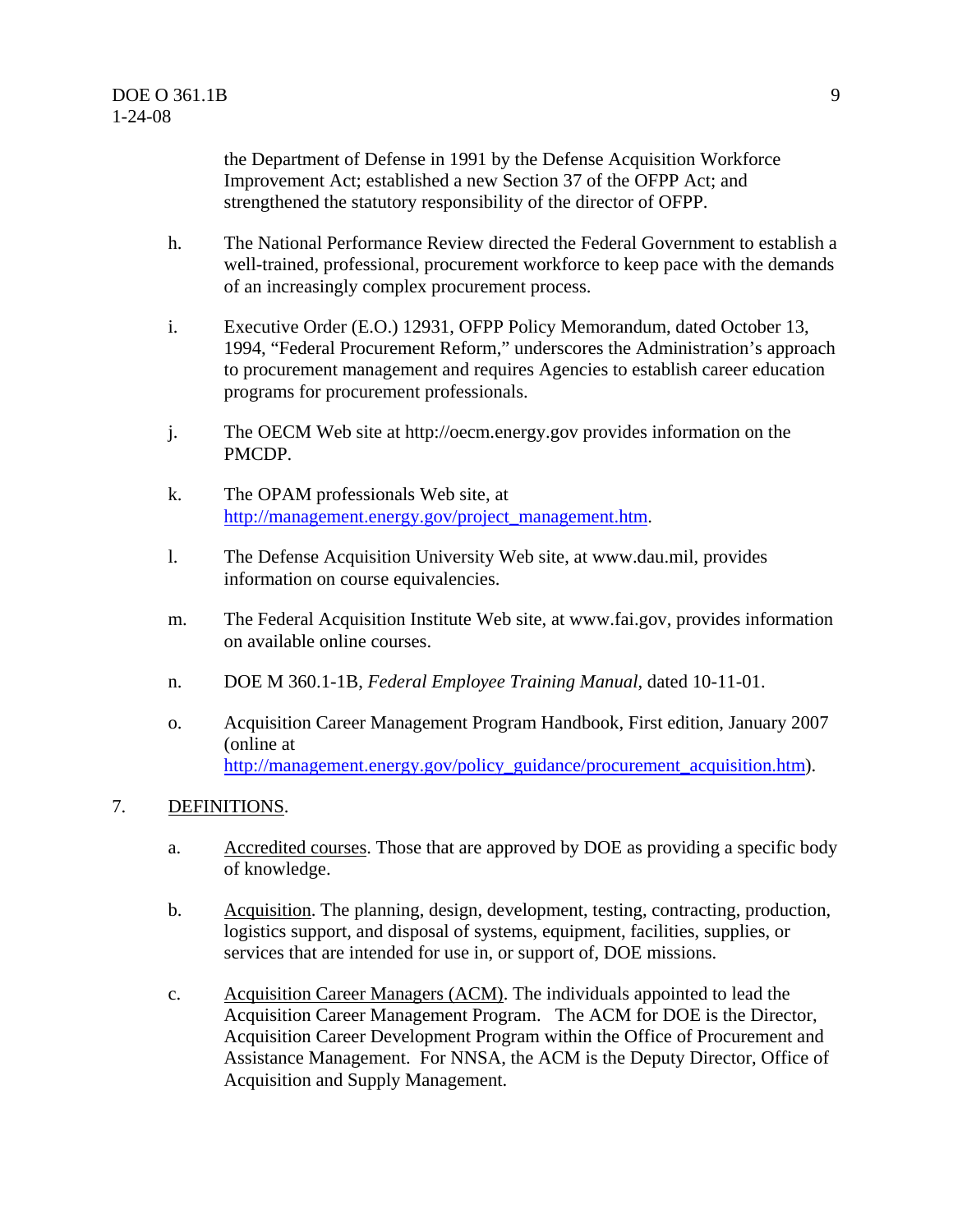the Department of Defense in 1991 by the Defense Acquisition Workforce Improvement Act; established a new Section 37 of the OFPP Act; and strengthened the statutory responsibility of the director of OFPP.

h. The National Performance Review directed the Federal Government to establish a well-trained, professional, procurement workforce to keep pace with the demands of an increasingly complex procurement process.

i. Executive Order (E.O.) 12931, OFPP Policy Memorandum, dated October 13, 1994, "Federal Procurement Reform," underscores the Administration's approach to procurement management and requires Agencies to establish career education programs for procurement professionals.

j. The OECM Web site at http://oecm.energy.gov provides information on the PMCDP.

k. The OPAM professionals Web site, at http://management.energy.gov/project_management.htm.

l. The Defense Acquisition University Web site, at www.dau.mil, provides information on course equivalencies.

m. The Federal Acquisition Institute Web site, at www.fai.gov, provides information on available online courses.

n. DOE M 360.1-1B, *Federal Employee Training Manual*, dated 10-11-01.

o. Acquisition Career Management Program Handbook, First edition, January 2007 (online at http://management.energy.gov/policy_guidance/procurement_acquisition.htm).

## 7. DEFINITIONS.

a. Accredited courses. Those that are approved by DOE as providing a specific body of knowledge.

b. Acquisition. The planning, design, development, testing, contracting, production, logistics support, and disposal of systems, equipment, facilities, supplies, or services that are intended for use in, or support of, DOE missions.

c. Acquisition Career Managers (ACM). The individuals appointed to lead the Acquisition Career Management Program. The ACM for DOE is the Director, Acquisition Career Development Program within the Office of Procurement and Assistance Management. For NNSA, the ACM is the Deputy Director, Office of Acquisition and Supply Management.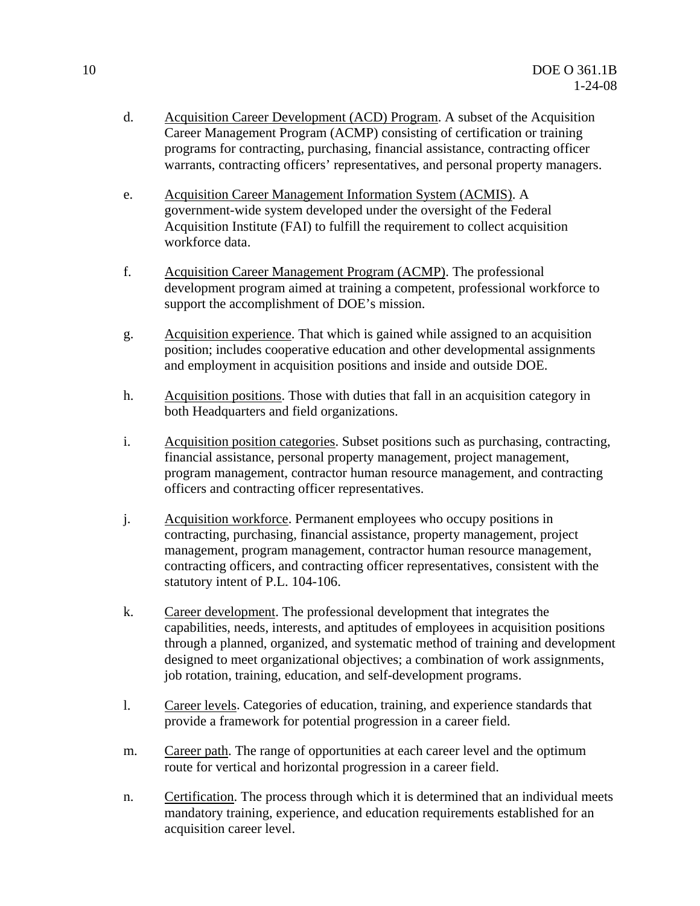d. Acquisition Career Development (ACD) Program. A subset of the Acquisition Career Management Program (ACMP) consisting of certification or training programs for contracting, purchasing, financial assistance, contracting officer warrants, contracting officers' representatives, and personal property managers.

e. Acquisition Career Management Information System (ACMIS). A government-wide system developed under the oversight of the Federal Acquisition Institute (FAI) to fulfill the requirement to collect acquisition workforce data.

f. Acquisition Career Management Program (ACMP). The professional development program aimed at training a competent, professional workforce to support the accomplishment of DOE's mission.

g. Acquisition experience. That which is gained while assigned to an acquisition position; includes cooperative education and other developmental assignments and employment in acquisition positions and inside and outside DOE.

h. Acquisition positions. Those with duties that fall in an acquisition category in both Headquarters and field organizations.

i. Acquisition position categories. Subset positions such as purchasing, contracting, financial assistance, personal property management, project management, program management, contractor human resource management, and contracting officers and contracting officer representatives.

j. Acquisition workforce. Permanent employees who occupy positions in contracting, purchasing, financial assistance, property management, project management, program management, contractor human resource management, contracting officers, and contracting officer representatives, consistent with the statutory intent of P.L. 104-106.

k. Career development. The professional development that integrates the capabilities, needs, interests, and aptitudes of employees in acquisition positions through a planned, organized, and systematic method of training and development designed to meet organizational objectives; a combination of work assignments, job rotation, training, education, and self-development programs.

l. Career levels. Categories of education, training, and experience standards that provide a framework for potential progression in a career field.

m. Career path. The range of opportunities at each career level and the optimum route for vertical and horizontal progression in a career field.

n. Certification. The process through which it is determined that an individual meets mandatory training, experience, and education requirements established for an acquisition career level.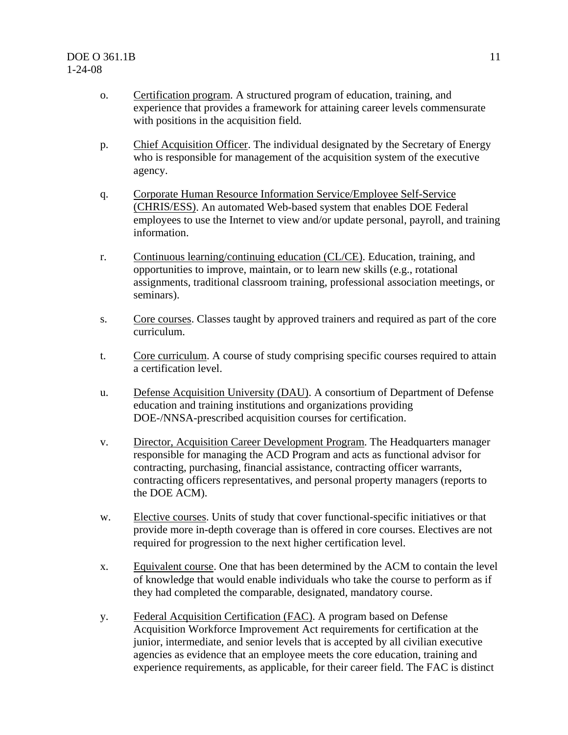o. Certification program. A structured program of education, training, and experience that provides a framework for attaining career levels commensurate with positions in the acquisition field.

p. Chief Acquisition Officer. The individual designated by the Secretary of Energy who is responsible for management of the acquisition system of the executive agency.

q. Corporate Human Resource Information Service/Employee Self-Service (CHRIS/ESS). An automated Web-based system that enables DOE Federal employees to use the Internet to view and/or update personal, payroll, and training information.

r. Continuous learning/continuing education (CL/CE). Education, training, and opportunities to improve, maintain, or to learn new skills (e.g., rotational assignments, traditional classroom training, professional association meetings, or seminars).

s. Core courses. Classes taught by approved trainers and required as part of the core curriculum.

t. Core curriculum. A course of study comprising specific courses required to attain a certification level.

u. Defense Acquisition University (DAU). A consortium of Department of Defense education and training institutions and organizations providing DOE-/NNSA-prescribed acquisition courses for certification.

v. Director, Acquisition Career Development Program. The Headquarters manager responsible for managing the ACD Program and acts as functional advisor for contracting, purchasing, financial assistance, contracting officer warrants, contracting officers representatives, and personal property managers (reports to the DOE ACM).

w. Elective courses. Units of study that cover functional-specific initiatives or that provide more in-depth coverage than is offered in core courses. Electives are not required for progression to the next higher certification level.

x. Equivalent course. One that has been determined by the ACM to contain the level of knowledge that would enable individuals who take the course to perform as if they had completed the comparable, designated, mandatory course.

y. Federal Acquisition Certification (FAC). A program based on Defense Acquisition Workforce Improvement Act requirements for certification at the junior, intermediate, and senior levels that is accepted by all civilian executive agencies as evidence that an employee meets the core education, training and experience requirements, as applicable, for their career field. The FAC is distinct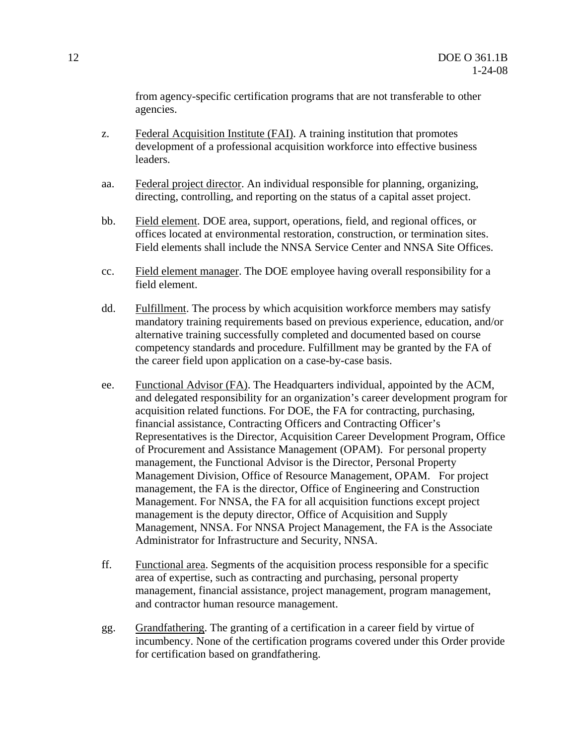from agency-specific certification programs that are not transferable to other agencies.

z. Federal Acquisition Institute (FAI). A training institution that promotes development of a professional acquisition workforce into effective business leaders.

aa. Federal project director. An individual responsible for planning, organizing, directing, controlling, and reporting on the status of a capital asset project.

bb. Field element. DOE area, support, operations, field, and regional offices, or offices located at environmental restoration, construction, or termination sites. Field elements shall include the NNSA Service Center and NNSA Site Offices.

cc. Field element manager. The DOE employee having overall responsibility for a field element.

dd. Fulfillment. The process by which acquisition workforce members may satisfy mandatory training requirements based on previous experience, education, and/or alternative training successfully completed and documented based on course competency standards and procedure. Fulfillment may be granted by the FA of the career field upon application on a case-by-case basis.

ee. Functional Advisor (FA). The Headquarters individual, appointed by the ACM, and delegated responsibility for an organization's career development program for acquisition related functions. For DOE, the FA for contracting, purchasing, financial assistance, Contracting Officers and Contracting Officer's Representatives is the Director, Acquisition Career Development Program, Office of Procurement and Assistance Management (OPAM). For personal property management, the Functional Advisor is the Director, Personal Property Management Division, Office of Resource Management, OPAM. For project management, the FA is the director, Office of Engineering and Construction Management. For NNSA, the FA for all acquisition functions except project management is the deputy director, Office of Acquisition and Supply Management, NNSA. For NNSA Project Management, the FA is the Associate Administrator for Infrastructure and Security, NNSA.

ff. Functional area. Segments of the acquisition process responsible for a specific area of expertise, such as contracting and purchasing, personal property management, financial assistance, project management, program management, and contractor human resource management.

gg. Grandfathering. The granting of a certification in a career field by virtue of incumbency. None of the certification programs covered under this Order provide for certification based on grandfathering.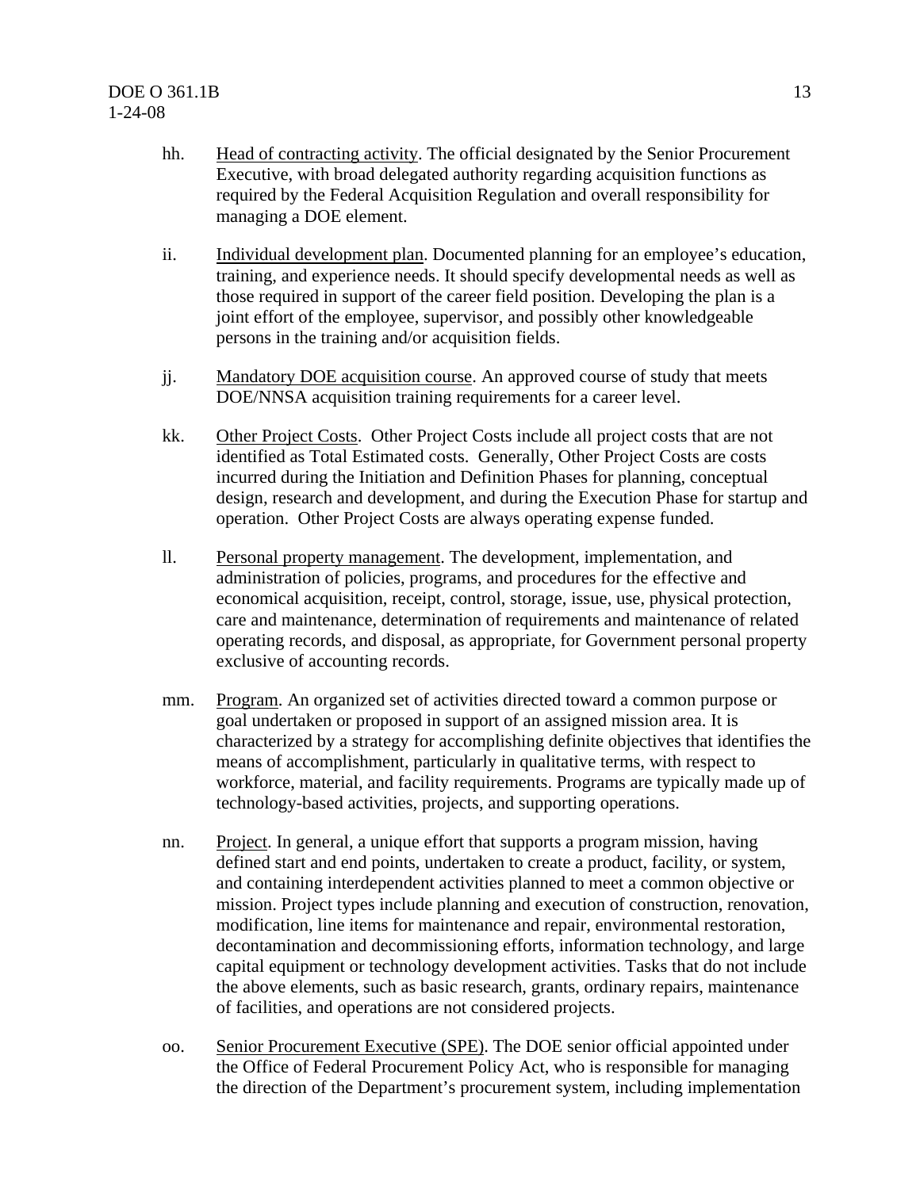hh. Head of contracting activity. The official designated by the Senior Procurement Executive, with broad delegated authority regarding acquisition functions as required by the Federal Acquisition Regulation and overall responsibility for managing a DOE element.

ii. Individual development plan. Documented planning for an employee's education, training, and experience needs. It should specify developmental needs as well as those required in support of the career field position. Developing the plan is a joint effort of the employee, supervisor, and possibly other knowledgeable persons in the training and/or acquisition fields.

jj. Mandatory DOE acquisition course. An approved course of study that meets DOE/NNSA acquisition training requirements for a career level.

kk. Other Project Costs. Other Project Costs include all project costs that are not identified as Total Estimated costs. Generally, Other Project Costs are costs incurred during the Initiation and Definition Phases for planning, conceptual design, research and development, and during the Execution Phase for startup and operation. Other Project Costs are always operating expense funded.

ll. Personal property management. The development, implementation, and administration of policies, programs, and procedures for the effective and economical acquisition, receipt, control, storage, issue, use, physical protection, care and maintenance, determination of requirements and maintenance of related operating records, and disposal, as appropriate, for Government personal property exclusive of accounting records.

mm. Program. An organized set of activities directed toward a common purpose or goal undertaken or proposed in support of an assigned mission area. It is characterized by a strategy for accomplishing definite objectives that identifies the means of accomplishment, particularly in qualitative terms, with respect to workforce, material, and facility requirements. Programs are typically made up of technology-based activities, projects, and supporting operations.

nn. Project. In general, a unique effort that supports a program mission, having defined start and end points, undertaken to create a product, facility, or system, and containing interdependent activities planned to meet a common objective or mission. Project types include planning and execution of construction, renovation, modification, line items for maintenance and repair, environmental restoration, decontamination and decommissioning efforts, information technology, and large capital equipment or technology development activities. Tasks that do not include the above elements, such as basic research, grants, ordinary repairs, maintenance of facilities, and operations are not considered projects.

oo. Senior Procurement Executive (SPE). The DOE senior official appointed under the Office of Federal Procurement Policy Act, who is responsible for managing the direction of the Department's procurement system, including implementation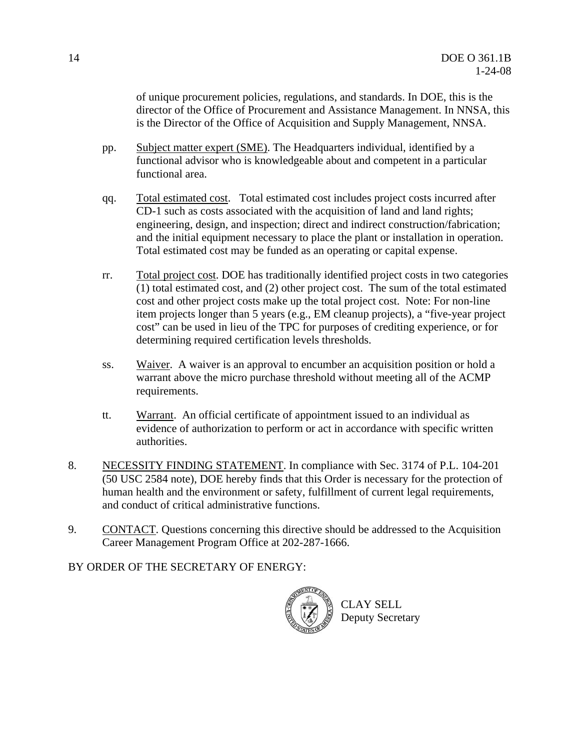of unique procurement policies, regulations, and standards. In DOE, this is the director of the Office of Procurement and Assistance Management. In NNSA, this is the Director of the Office of Acquisition and Supply Management, NNSA.

pp. Subject matter expert (SME). The Headquarters individual, identified by a functional advisor who is knowledgeable about and competent in a particular functional area.

qq. Total estimated cost. Total estimated cost includes project costs incurred after CD-1 such as costs associated with the acquisition of land and land rights; engineering, design, and inspection; direct and indirect construction/fabrication; and the initial equipment necessary to place the plant or installation in operation. Total estimated cost may be funded as an operating or capital expense.

rr. Total project cost. DOE has traditionally identified project costs in two categories (1) total estimated cost, and (2) other project cost. The sum of the total estimated cost and other project costs make up the total project cost. Note: For non-line item projects longer than 5 years (e.g., EM cleanup projects), a "five-year project cost" can be used in lieu of the TPC for purposes of crediting experience, or for determining required certification levels thresholds.

ss. Waiver. A waiver is an approval to encumber an acquisition position or hold a warrant above the micro purchase threshold without meeting all of the ACMP requirements.

tt. Warrant. An official certificate of appointment issued to an individual as evidence of authorization to perform or act in accordance with specific written authorities.

8. NECESSITY FINDING STATEMENT. In compliance with Sec. 3174 of P.L. 104-201 (50 USC 2584 note), DOE hereby finds that this Order is necessary for the protection of human health and the environment or safety, fulfillment of current legal requirements, and conduct of critical administrative functions.

9. CONTACT. Questions concerning this directive should be addressed to the Acquisition Career Management Program Office at 202-287-1666.

BY ORDER OF THE SECRETARY OF ENERGY:

CLAY SELL
Deputy Secretary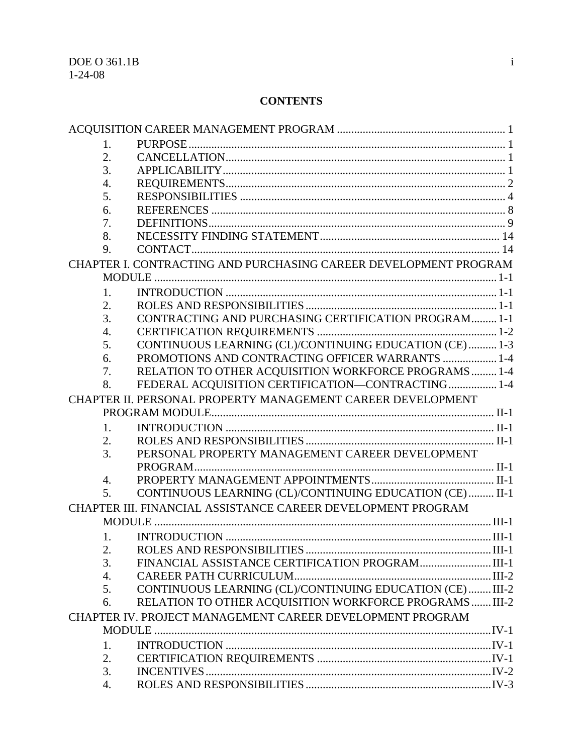# CONTENTS

ACQUISITION CAREER MANAGEMENT PROGRAM ............................................................ 1

1. PURPOSE ............................................................................................................ 1
2. CANCELLATION ................................................................................................. 1
3. APPLICABILITY .................................................................................................. 1
4. REQUIREMENTS ................................................................................................ 2
5. RESPONSIBILITIES ............................................................................................ 4
6. REFERENCES ..................................................................................................... 8
7. DEFINITIONS ...................................................................................................... 9
8. NECESSITY FINDING STATEMENT ................................................................ 14
9. CONTACT ........................................................................................................... 14

CHAPTER I. CONTRACTING AND PURCHASING CAREER DEVELOPMENT PROGRAM MODULE ........................................................................................................... 1-1

1. INTRODUCTION ............................................................................................... 1-1
2. ROLES AND RESPONSIBILITIES .................................................................... 1-1
3. CONTRACTING AND PURCHASING CERTIFICATION PROGRAM ......... 1-1
4. CERTIFICATION REQUIREMENTS ............................................................... 1-2
5. CONTINUOUS LEARNING (CL)/CONTINUING EDUCATION (CE) .......... 1-3
6. PROMOTIONS AND CONTRACTING OFFICER WARRANTS ................... 1-4
7. RELATION TO OTHER ACQUISITION WORKFORCE PROGRAMS ......... 1-4
8. FEDERAL ACQUISITION CERTIFICATION—CONTRACTING ................. 1-4

CHAPTER II. PERSONAL PROPERTY MANAGEMENT CAREER DEVELOPMENT PROGRAM MODULE ......................................................................................... II-1

1. INTRODUCTION ............................................................................................... II-1
2. ROLES AND RESPONSIBILITIES .................................................................... II-1
3. PERSONAL PROPERTY MANAGEMENT CAREER DEVELOPMENT PROGRAM ......................................................................................................... II-1
4. PROPERTY MANAGEMENT APPOINTMENTS ............................................ II-1
5. CONTINUOUS LEARNING (CL)/CONTINUING EDUCATION (CE) ......... II-1

CHAPTER III. FINANCIAL ASSISTANCE CAREER DEVELOPMENT PROGRAM MODULE ......................................................................................................... III-1

1. INTRODUCTION ............................................................................................... III-1
2. ROLES AND RESPONSIBILITIES .................................................................... III-1
3. FINANCIAL ASSISTANCE CERTIFICATION PROGRAM ........................... III-1
4. CAREER PATH CURRICULUM ...................................................................... III-2
5. CONTINUOUS LEARNING (CL)/CONTINUING EDUCATION (CE) ........ III-2
6. RELATION TO OTHER ACQUISITION WORKFORCE PROGRAMS ....... III-2

CHAPTER IV. PROJECT MANAGEMENT CAREER DEVELOPMENT PROGRAM MODULE ......................................................................................................... IV-1

1. INTRODUCTION ............................................................................................... IV-1
2. CERTIFICATION REQUIREMENTS ............................................................... IV-1
3. INCENTIVES ...................................................................................................... IV-2
4. ROLES AND RESPONSIBILITIES .................................................................... IV-3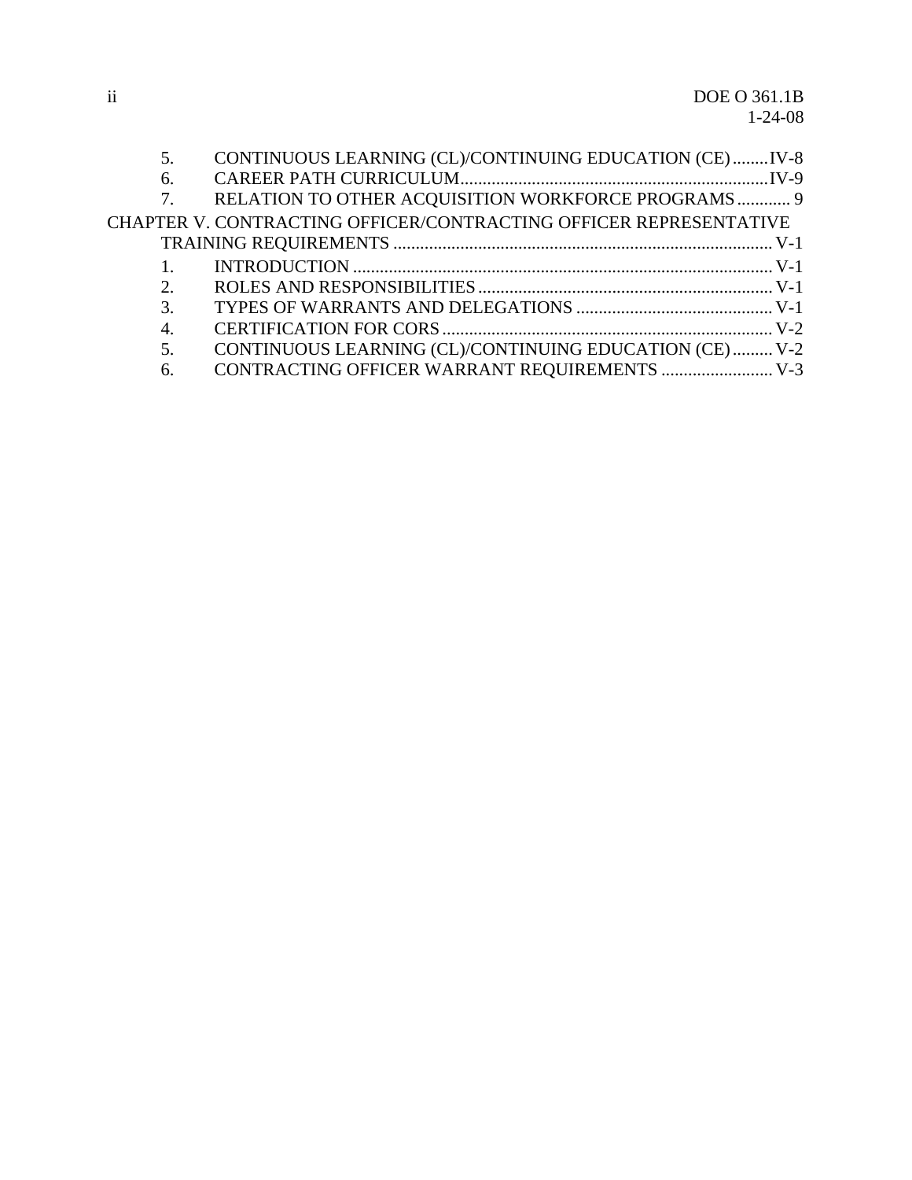5. CONTINUOUS LEARNING (CL)/CONTINUING EDUCATION (CE)........IV-8
6. CAREER PATH CURRICULUM.....................................................................IV-9
7. RELATION TO OTHER ACQUISITION WORKFORCE PROGRAMS............ 9

CHAPTER V. CONTRACTING OFFICER/CONTRACTING OFFICER REPRESENTATIVE TRAINING REQUIREMENTS ..................................................................................... V-1

1. INTRODUCTION ............................................................................................ V-1
2. ROLES AND RESPONSIBILITIES.................................................................. V-1
3. TYPES OF WARRANTS AND DELEGATIONS ............................................ V-1
4. CERTIFICATION FOR CORS .......................................................................... V-2
5. CONTINUOUS LEARNING (CL)/CONTINUING EDUCATION (CE)......... V-2
6. CONTRACTING OFFICER WARRANT REQUIREMENTS ......................... V-3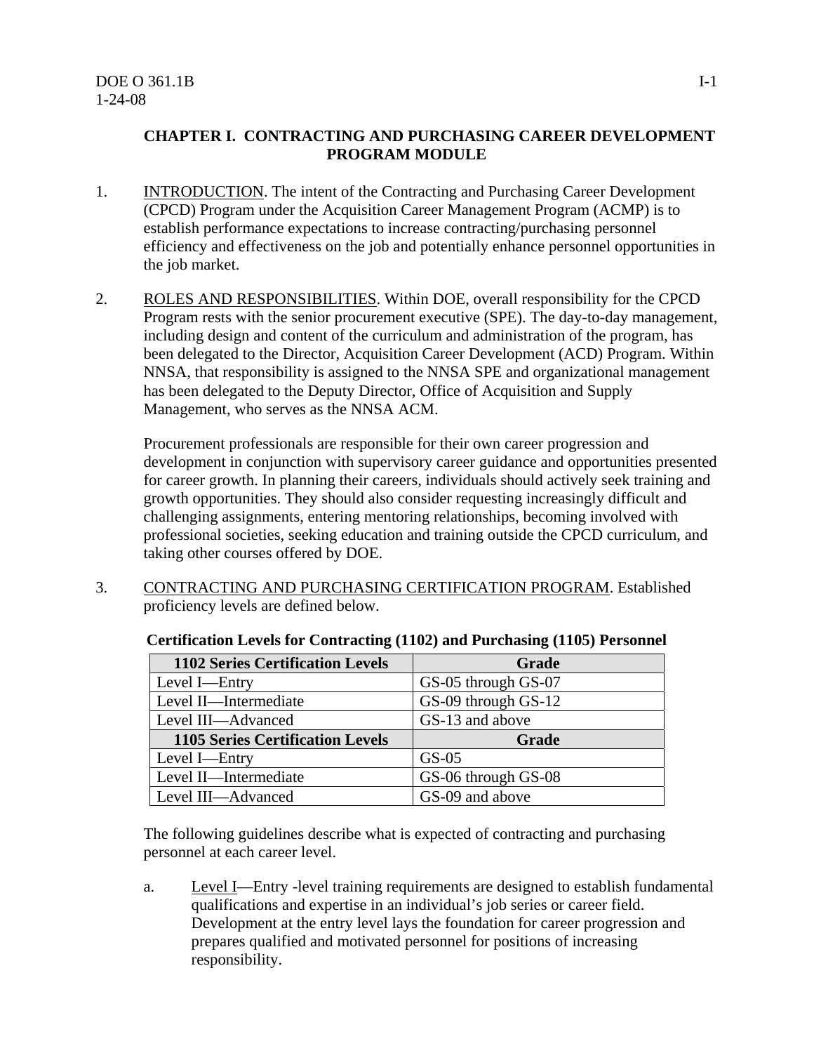## CHAPTER I. CONTRACTING AND PURCHASING CAREER DEVELOPMENT PROGRAM MODULE

1. INTRODUCTION. The intent of the Contracting and Purchasing Career Development (CPCD) Program under the Acquisition Career Management Program (ACMP) is to establish performance expectations to increase contracting/purchasing personnel efficiency and effectiveness on the job and potentially enhance personnel opportunities in the job market.

2. ROLES AND RESPONSIBILITIES. Within DOE, overall responsibility for the CPCD Program rests with the senior procurement executive (SPE). The day-to-day management, including design and content of the curriculum and administration of the program, has been delegated to the Director, Acquisition Career Development (ACD) Program. Within NNSA, that responsibility is assigned to the NNSA SPE and organizational management has been delegated to the Deputy Director, Office of Acquisition and Supply Management, who serves as the NNSA ACM.

   Procurement professionals are responsible for their own career progression and development in conjunction with supervisory career guidance and opportunities presented for career growth. In planning their careers, individuals should actively seek training and growth opportunities. They should also consider requesting increasingly difficult and challenging assignments, entering mentoring relationships, becoming involved with professional societies, seeking education and training outside the CPCD curriculum, and taking other courses offered by DOE.

3. CONTRACTING AND PURCHASING CERTIFICATION PROGRAM. Established proficiency levels are defined below.

**Certification Levels for Contracting (1102) and Purchasing (1105) Personnel**

| 1102 Series Certification Levels | Grade |
|---|---|
| Level I—Entry | GS-05 through GS-07 |
| Level II—Intermediate | GS-09 through GS-12 |
| Level III—Advanced | GS-13 and above |
| **1105 Series Certification Levels** | **Grade** |
| Level I—Entry | GS-05 |
| Level II—Intermediate | GS-06 through GS-08 |
| Level III—Advanced | GS-09 and above |

   The following guidelines describe what is expected of contracting and purchasing personnel at each career level.

   a. Level I—Entry -level training requirements are designed to establish fundamental qualifications and expertise in an individual's job series or career field. Development at the entry level lays the foundation for career progression and prepares qualified and motivated personnel for positions of increasing responsibility.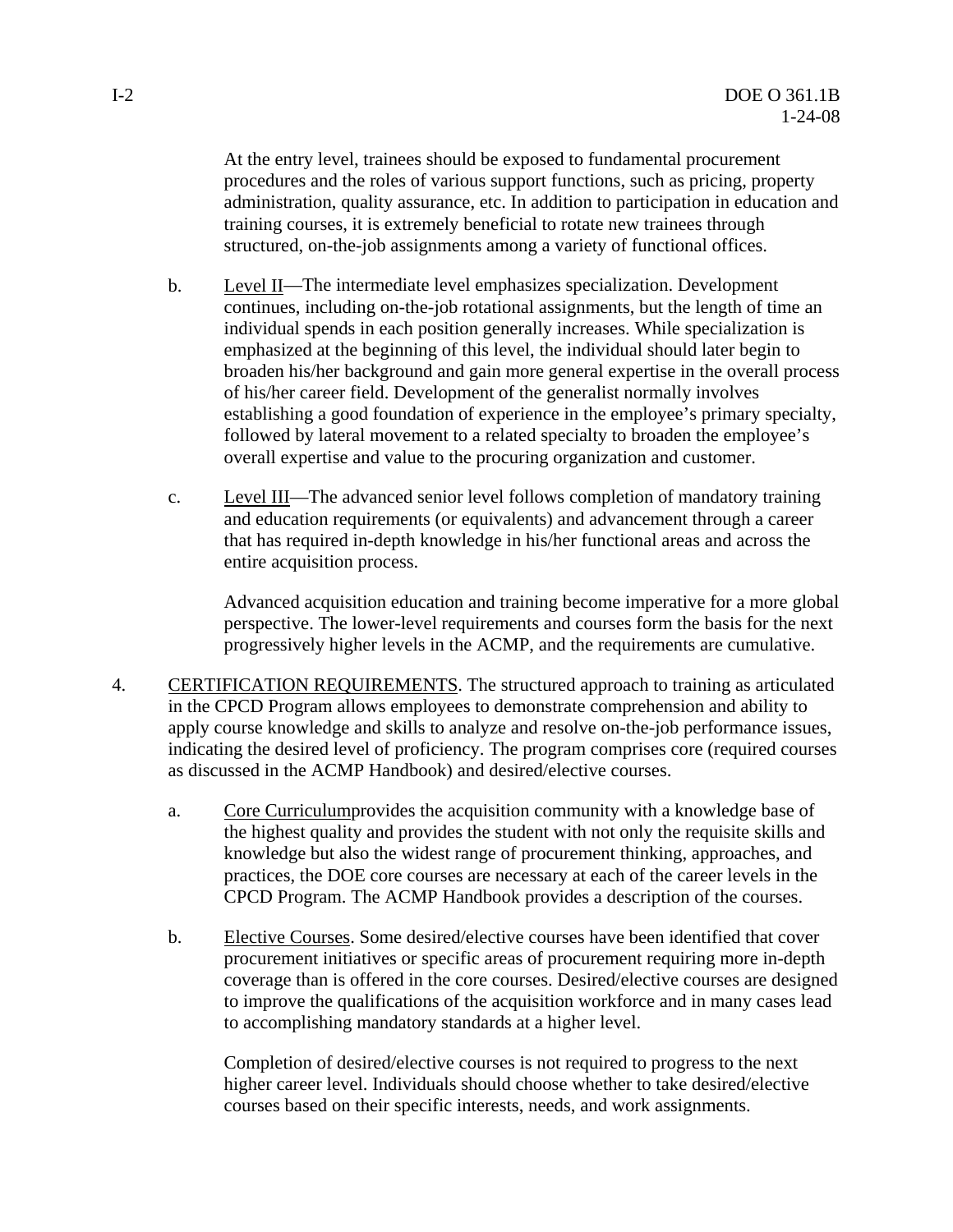At the entry level, trainees should be exposed to fundamental procurement procedures and the roles of various support functions, such as pricing, property administration, quality assurance, etc. In addition to participation in education and training courses, it is extremely beneficial to rotate new trainees through structured, on-the-job assignments among a variety of functional offices.

b. Level II—The intermediate level emphasizes specialization. Development continues, including on-the-job rotational assignments, but the length of time an individual spends in each position generally increases. While specialization is emphasized at the beginning of this level, the individual should later begin to broaden his/her background and gain more general expertise in the overall process of his/her career field. Development of the generalist normally involves establishing a good foundation of experience in the employee's primary specialty, followed by lateral movement to a related specialty to broaden the employee's overall expertise and value to the procuring organization and customer.

c. Level III—The advanced senior level follows completion of mandatory training and education requirements (or equivalents) and advancement through a career that has required in-depth knowledge in his/her functional areas and across the entire acquisition process.

   Advanced acquisition education and training become imperative for a more global perspective. The lower-level requirements and courses form the basis for the next progressively higher levels in the ACMP, and the requirements are cumulative.

4. CERTIFICATION REQUIREMENTS. The structured approach to training as articulated in the CPCD Program allows employees to demonstrate comprehension and ability to apply course knowledge and skills to analyze and resolve on-the-job performance issues, indicating the desired level of proficiency. The program comprises core (required courses as discussed in the ACMP Handbook) and desired/elective courses.

   a. Core Curriculumprovides the acquisition community with a knowledge base of the highest quality and provides the student with not only the requisite skills and knowledge but also the widest range of procurement thinking, approaches, and practices, the DOE core courses are necessary at each of the career levels in the CPCD Program. The ACMP Handbook provides a description of the courses.

   b. Elective Courses. Some desired/elective courses have been identified that cover procurement initiatives or specific areas of procurement requiring more in-depth coverage than is offered in the core courses. Desired/elective courses are designed to improve the qualifications of the acquisition workforce and in many cases lead to accomplishing mandatory standards at a higher level.

      Completion of desired/elective courses is not required to progress to the next higher career level. Individuals should choose whether to take desired/elective courses based on their specific interests, needs, and work assignments.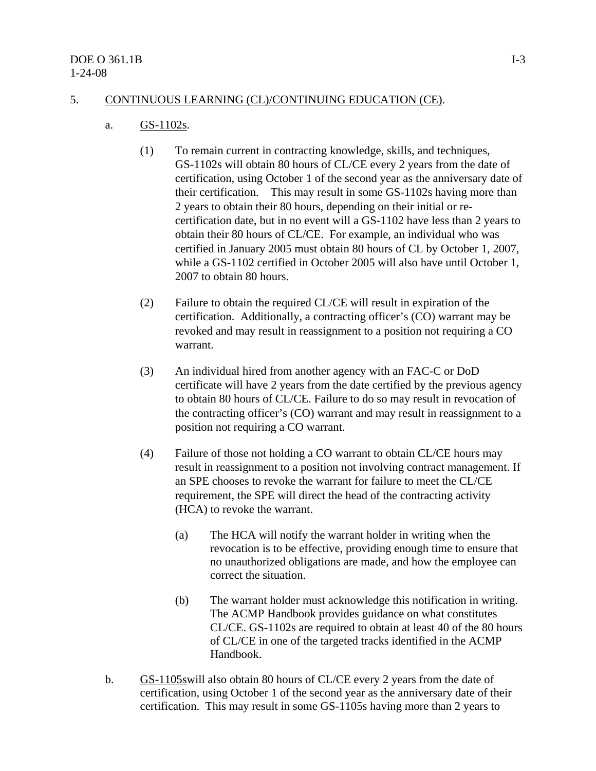5. <u>CONTINUOUS LEARNING (CL)/CONTINUING EDUCATION (CE)</u>.

a. <u>GS-1102s</u>.

(1) To remain current in contracting knowledge, skills, and techniques, GS-1102s will obtain 80 hours of CL/CE every 2 years from the date of certification, using October 1 of the second year as the anniversary date of their certification. This may result in some GS-1102s having more than 2 years to obtain their 80 hours, depending on their initial or re-certification date, but in no event will a GS-1102 have less than 2 years to obtain their 80 hours of CL/CE. For example, an individual who was certified in January 2005 must obtain 80 hours of CL by October 1, 2007, while a GS-1102 certified in October 2005 will also have until October 1, 2007 to obtain 80 hours.

(2) Failure to obtain the required CL/CE will result in expiration of the certification. Additionally, a contracting officer's (CO) warrant may be revoked and may result in reassignment to a position not requiring a CO warrant.

(3) An individual hired from another agency with an FAC-C or DoD certificate will have 2 years from the date certified by the previous agency to obtain 80 hours of CL/CE. Failure to do so may result in revocation of the contracting officer's (CO) warrant and may result in reassignment to a position not requiring a CO warrant.

(4) Failure of those not holding a CO warrant to obtain CL/CE hours may result in reassignment to a position not involving contract management. If an SPE chooses to revoke the warrant for failure to meet the CL/CE requirement, the SPE will direct the head of the contracting activity (HCA) to revoke the warrant.

(a) The HCA will notify the warrant holder in writing when the revocation is to be effective, providing enough time to ensure that no unauthorized obligations are made, and how the employee can correct the situation.

(b) The warrant holder must acknowledge this notification in writing. The ACMP Handbook provides guidance on what constitutes CL/CE. GS-1102s are required to obtain at least 40 of the 80 hours of CL/CE in one of the targeted tracks identified in the ACMP Handbook.

b. <u>GS-1105s</u>will also obtain 80 hours of CL/CE every 2 years from the date of certification, using October 1 of the second year as the anniversary date of their certification. This may result in some GS-1105s having more than 2 years to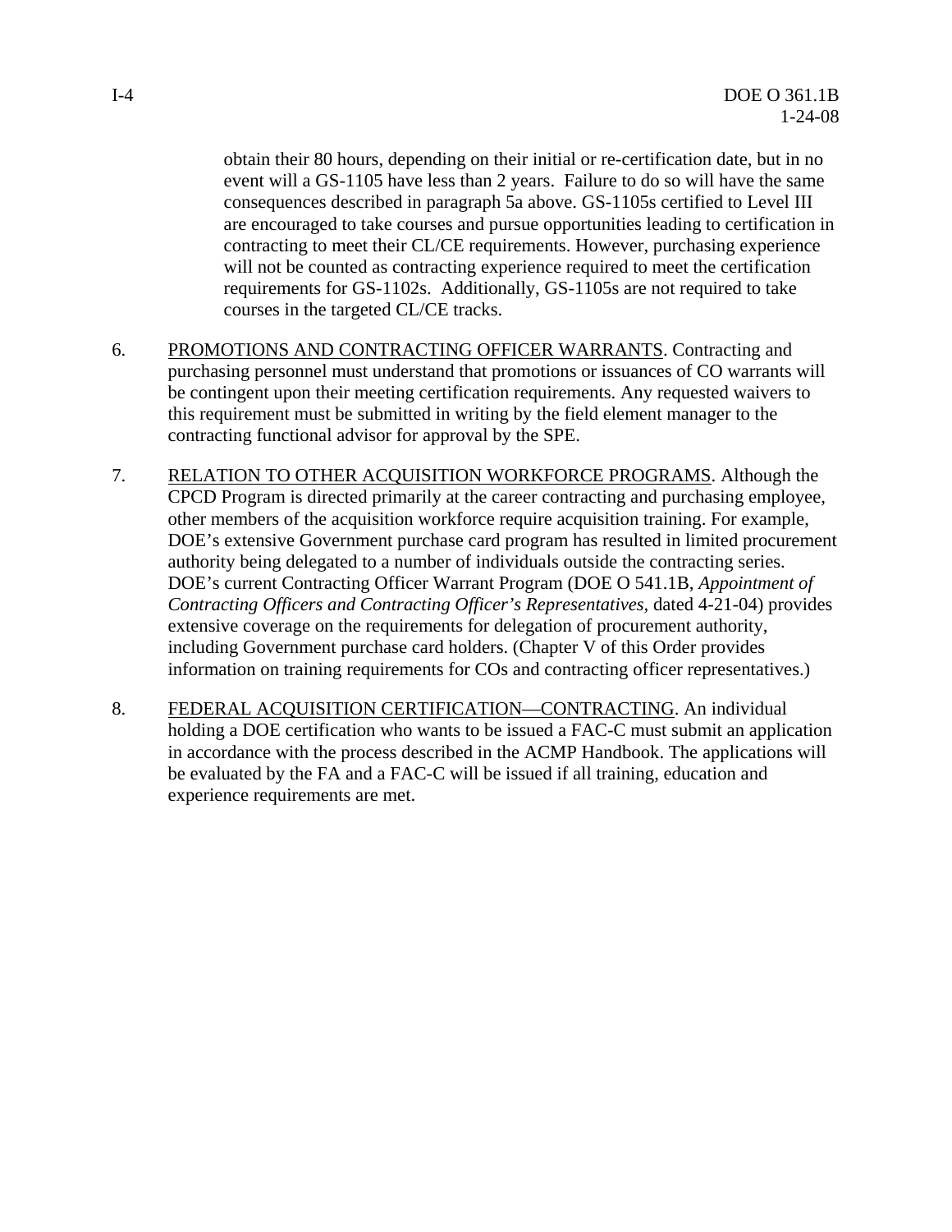obtain their 80 hours, depending on their initial or re-certification date, but in no event will a GS-1105 have less than 2 years. Failure to do so will have the same consequences described in paragraph 5a above. GS-1105s certified to Level III are encouraged to take courses and pursue opportunities leading to certification in contracting to meet their CL/CE requirements. However, purchasing experience will not be counted as contracting experience required to meet the certification requirements for GS-1102s. Additionally, GS-1105s are not required to take courses in the targeted CL/CE tracks.

6. PROMOTIONS AND CONTRACTING OFFICER WARRANTS. Contracting and purchasing personnel must understand that promotions or issuances of CO warrants will be contingent upon their meeting certification requirements. Any requested waivers to this requirement must be submitted in writing by the field element manager to the contracting functional advisor for approval by the SPE.

7. RELATION TO OTHER ACQUISITION WORKFORCE PROGRAMS. Although the CPCD Program is directed primarily at the career contracting and purchasing employee, other members of the acquisition workforce require acquisition training. For example, DOE's extensive Government purchase card program has resulted in limited procurement authority being delegated to a number of individuals outside the contracting series. DOE's current Contracting Officer Warrant Program (DOE O 541.1B, *Appointment of Contracting Officers and Contracting Officer's Representatives,* dated 4-21-04) provides extensive coverage on the requirements for delegation of procurement authority, including Government purchase card holders. (Chapter V of this Order provides information on training requirements for COs and contracting officer representatives.)

8. FEDERAL ACQUISITION CERTIFICATION—CONTRACTING. An individual holding a DOE certification who wants to be issued a FAC-C must submit an application in accordance with the process described in the ACMP Handbook. The applications will be evaluated by the FA and a FAC-C will be issued if all training, education and experience requirements are met.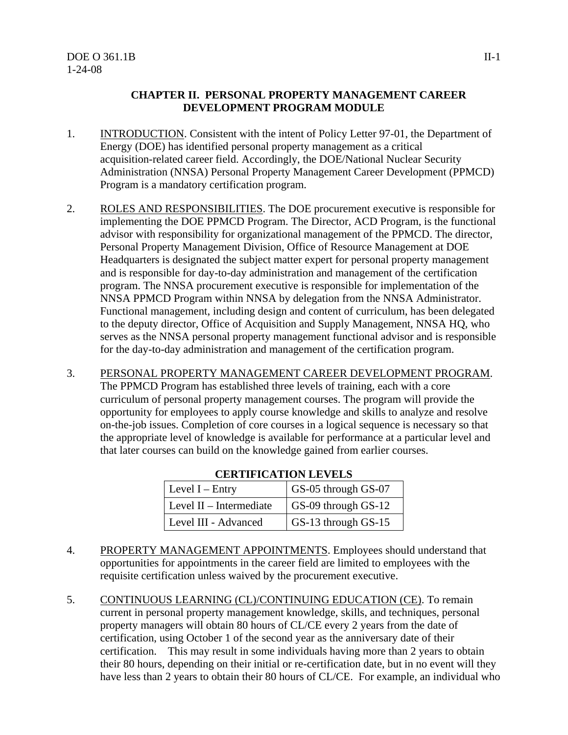## CHAPTER II. PERSONAL PROPERTY MANAGEMENT CAREER DEVELOPMENT PROGRAM MODULE

1. INTRODUCTION. Consistent with the intent of Policy Letter 97-01, the Department of Energy (DOE) has identified personal property management as a critical acquisition-related career field. Accordingly, the DOE/National Nuclear Security Administration (NNSA) Personal Property Management Career Development (PPMCD) Program is a mandatory certification program.

2. ROLES AND RESPONSIBILITIES. The DOE procurement executive is responsible for implementing the DOE PPMCD Program. The Director, ACD Program, is the functional advisor with responsibility for organizational management of the PPMCD. The director, Personal Property Management Division, Office of Resource Management at DOE Headquarters is designated the subject matter expert for personal property management and is responsible for day-to-day administration and management of the certification program. The NNSA procurement executive is responsible for implementation of the NNSA PPMCD Program within NNSA by delegation from the NNSA Administrator. Functional management, including design and content of curriculum, has been delegated to the deputy director, Office of Acquisition and Supply Management, NNSA HQ, who serves as the NNSA personal property management functional advisor and is responsible for the day-to-day administration and management of the certification program.

3. PERSONAL PROPERTY MANAGEMENT CAREER DEVELOPMENT PROGRAM. The PPMCD Program has established three levels of training, each with a core curriculum of personal property management courses. The program will provide the opportunity for employees to apply course knowledge and skills to analyze and resolve on-the-job issues. Completion of core courses in a logical sequence is necessary so that the appropriate level of knowledge is available for performance at a particular level and that later courses can build on the knowledge gained from earlier courses.

**CERTIFICATION LEVELS**

| Level | Grades |
|---|---|
| Level I – Entry | GS-05 through GS-07 |
| Level II – Intermediate | GS-09 through GS-12 |
| Level III - Advanced | GS-13 through GS-15 |

4. PROPERTY MANAGEMENT APPOINTMENTS. Employees should understand that opportunities for appointments in the career field are limited to employees with the requisite certification unless waived by the procurement executive.

5. CONTINUOUS LEARNING (CL)/CONTINUING EDUCATION (CE). To remain current in personal property management knowledge, skills, and techniques, personal property managers will obtain 80 hours of CL/CE every 2 years from the date of certification, using October 1 of the second year as the anniversary date of their certification. This may result in some individuals having more than 2 years to obtain their 80 hours, depending on their initial or re-certification date, but in no event will they have less than 2 years to obtain their 80 hours of CL/CE. For example, an individual who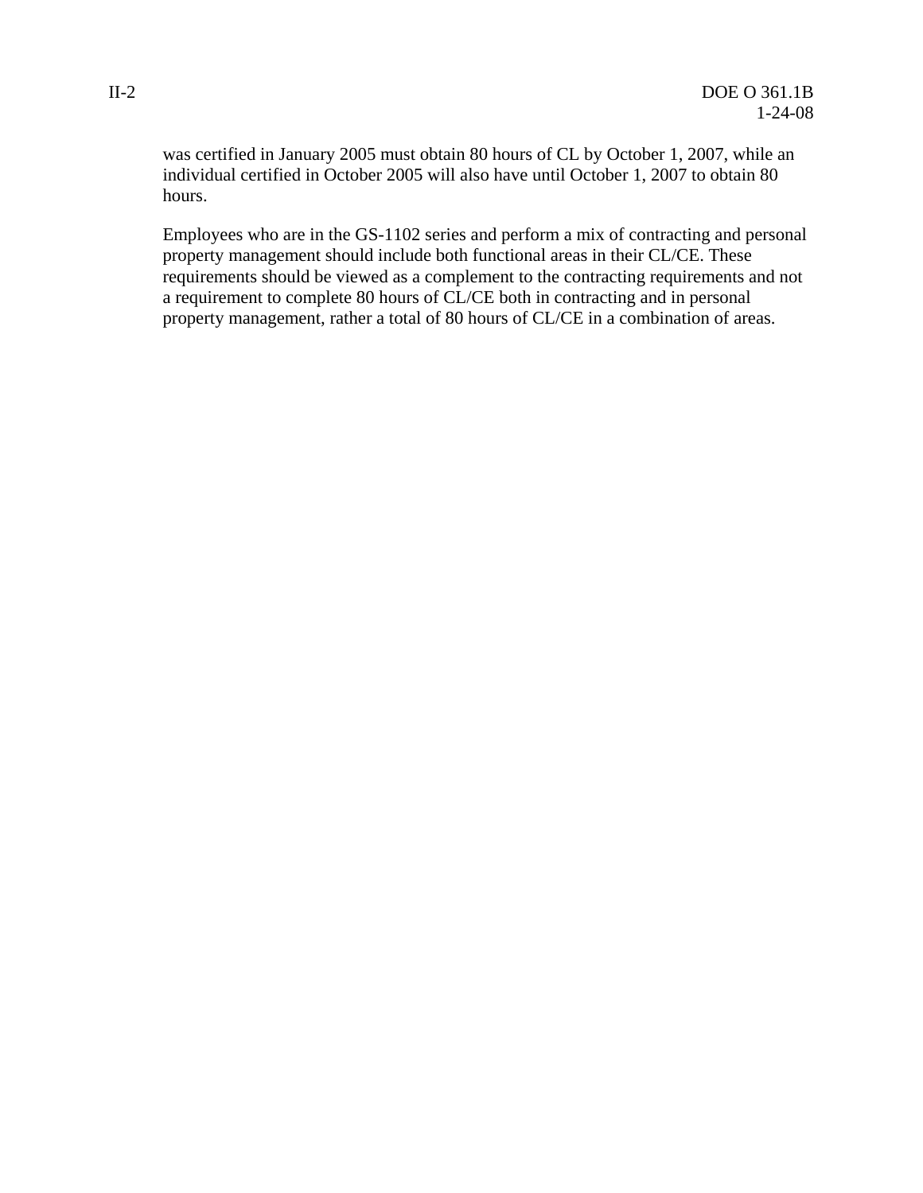was certified in January 2005 must obtain 80 hours of CL by October 1, 2007, while an individual certified in October 2005 will also have until October 1, 2007 to obtain 80 hours.

Employees who are in the GS-1102 series and perform a mix of contracting and personal property management should include both functional areas in their CL/CE. These requirements should be viewed as a complement to the contracting requirements and not a requirement to complete 80 hours of CL/CE both in contracting and in personal property management, rather a total of 80 hours of CL/CE in a combination of areas.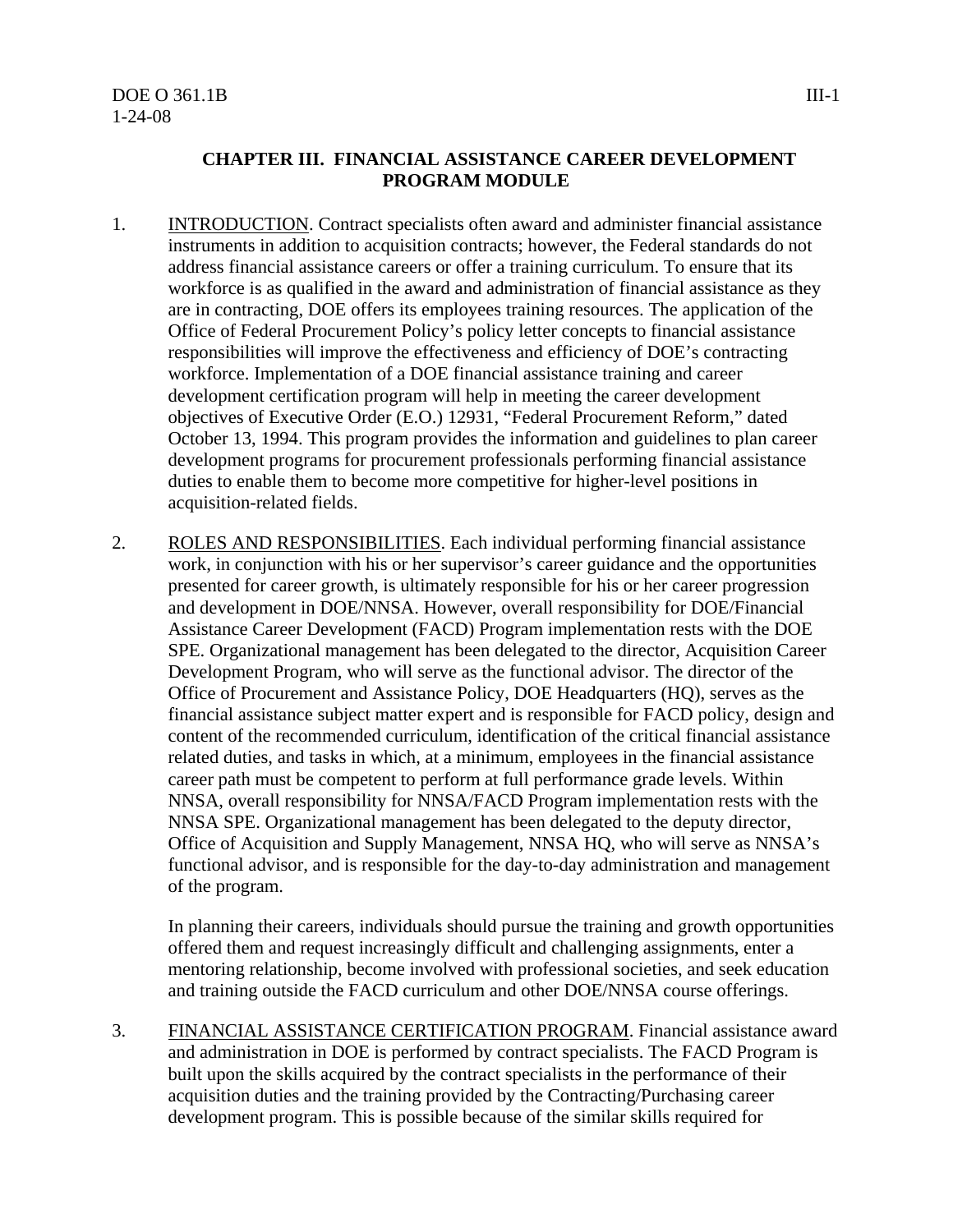## CHAPTER III. FINANCIAL ASSISTANCE CAREER DEVELOPMENT PROGRAM MODULE

1. INTRODUCTION. Contract specialists often award and administer financial assistance instruments in addition to acquisition contracts; however, the Federal standards do not address financial assistance careers or offer a training curriculum. To ensure that its workforce is as qualified in the award and administration of financial assistance as they are in contracting, DOE offers its employees training resources. The application of the Office of Federal Procurement Policy's policy letter concepts to financial assistance responsibilities will improve the effectiveness and efficiency of DOE's contracting workforce. Implementation of a DOE financial assistance training and career development certification program will help in meeting the career development objectives of Executive Order (E.O.) 12931, "Federal Procurement Reform," dated October 13, 1994. This program provides the information and guidelines to plan career development programs for procurement professionals performing financial assistance duties to enable them to become more competitive for higher-level positions in acquisition-related fields.

2. ROLES AND RESPONSIBILITIES. Each individual performing financial assistance work, in conjunction with his or her supervisor's career guidance and the opportunities presented for career growth, is ultimately responsible for his or her career progression and development in DOE/NNSA. However, overall responsibility for DOE/Financial Assistance Career Development (FACD) Program implementation rests with the DOE SPE. Organizational management has been delegated to the director, Acquisition Career Development Program, who will serve as the functional advisor. The director of the Office of Procurement and Assistance Policy, DOE Headquarters (HQ), serves as the financial assistance subject matter expert and is responsible for FACD policy, design and content of the recommended curriculum, identification of the critical financial assistance related duties, and tasks in which, at a minimum, employees in the financial assistance career path must be competent to perform at full performance grade levels. Within NNSA, overall responsibility for NNSA/FACD Program implementation rests with the NNSA SPE. Organizational management has been delegated to the deputy director, Office of Acquisition and Supply Management, NNSA HQ, who will serve as NNSA's functional advisor, and is responsible for the day-to-day administration and management of the program.

   In planning their careers, individuals should pursue the training and growth opportunities offered them and request increasingly difficult and challenging assignments, enter a mentoring relationship, become involved with professional societies, and seek education and training outside the FACD curriculum and other DOE/NNSA course offerings.

3. FINANCIAL ASSISTANCE CERTIFICATION PROGRAM. Financial assistance award and administration in DOE is performed by contract specialists. The FACD Program is built upon the skills acquired by the contract specialists in the performance of their acquisition duties and the training provided by the Contracting/Purchasing career development program. This is possible because of the similar skills required for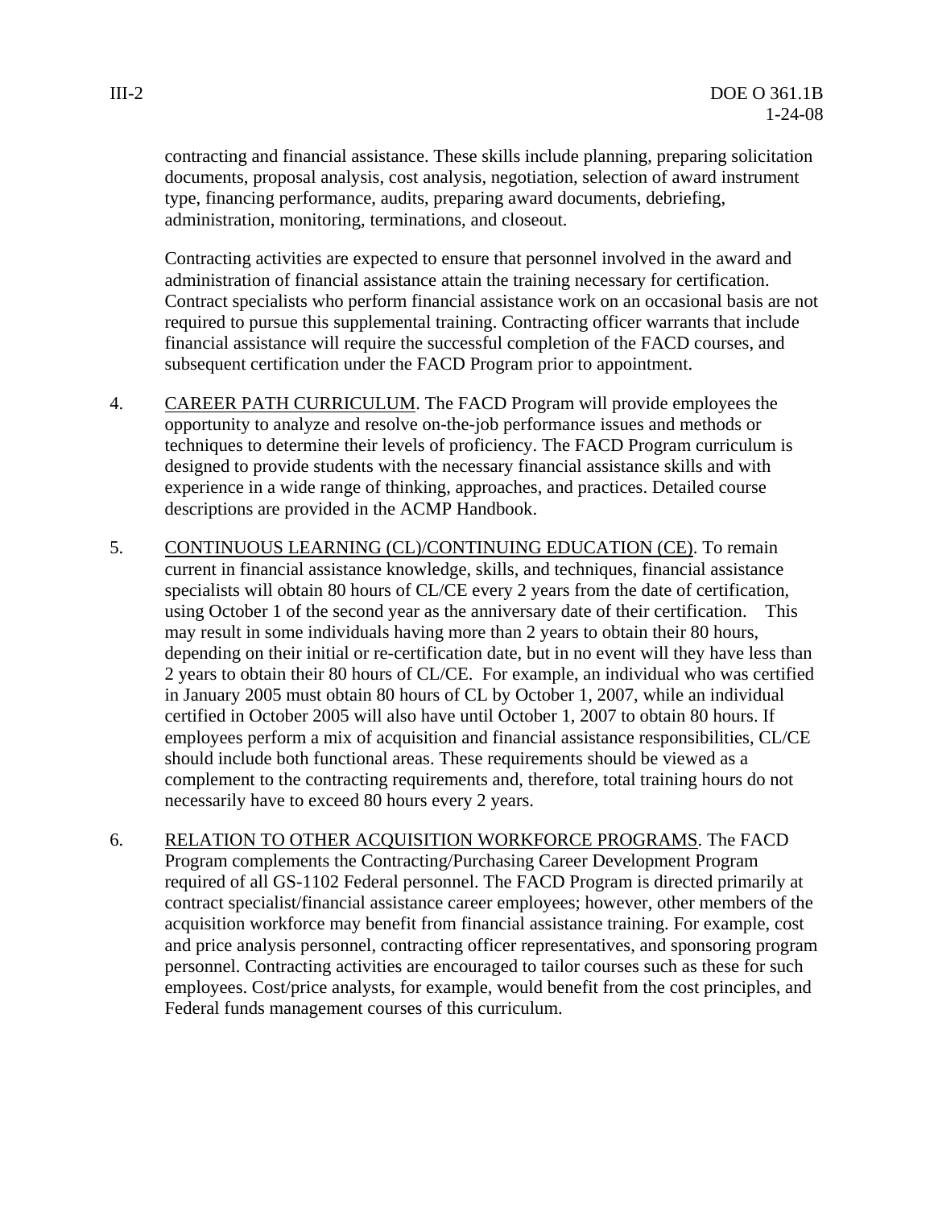contracting and financial assistance. These skills include planning, preparing solicitation documents, proposal analysis, cost analysis, negotiation, selection of award instrument type, financing performance, audits, preparing award documents, debriefing, administration, monitoring, terminations, and closeout.

Contracting activities are expected to ensure that personnel involved in the award and administration of financial assistance attain the training necessary for certification. Contract specialists who perform financial assistance work on an occasional basis are not required to pursue this supplemental training. Contracting officer warrants that include financial assistance will require the successful completion of the FACD courses, and subsequent certification under the FACD Program prior to appointment.

4. CAREER PATH CURRICULUM. The FACD Program will provide employees the opportunity to analyze and resolve on-the-job performance issues and methods or techniques to determine their levels of proficiency. The FACD Program curriculum is designed to provide students with the necessary financial assistance skills and with experience in a wide range of thinking, approaches, and practices. Detailed course descriptions are provided in the ACMP Handbook.

5. CONTINUOUS LEARNING (CL)/CONTINUING EDUCATION (CE). To remain current in financial assistance knowledge, skills, and techniques, financial assistance specialists will obtain 80 hours of CL/CE every 2 years from the date of certification, using October 1 of the second year as the anniversary date of their certification. This may result in some individuals having more than 2 years to obtain their 80 hours, depending on their initial or re-certification date, but in no event will they have less than 2 years to obtain their 80 hours of CL/CE. For example, an individual who was certified in January 2005 must obtain 80 hours of CL by October 1, 2007, while an individual certified in October 2005 will also have until October 1, 2007 to obtain 80 hours. If employees perform a mix of acquisition and financial assistance responsibilities, CL/CE should include both functional areas. These requirements should be viewed as a complement to the contracting requirements and, therefore, total training hours do not necessarily have to exceed 80 hours every 2 years.

6. RELATION TO OTHER ACQUISITION WORKFORCE PROGRAMS. The FACD Program complements the Contracting/Purchasing Career Development Program required of all GS-1102 Federal personnel. The FACD Program is directed primarily at contract specialist/financial assistance career employees; however, other members of the acquisition workforce may benefit from financial assistance training. For example, cost and price analysis personnel, contracting officer representatives, and sponsoring program personnel. Contracting activities are encouraged to tailor courses such as these for such employees. Cost/price analysts, for example, would benefit from the cost principles, and Federal funds management courses of this curriculum.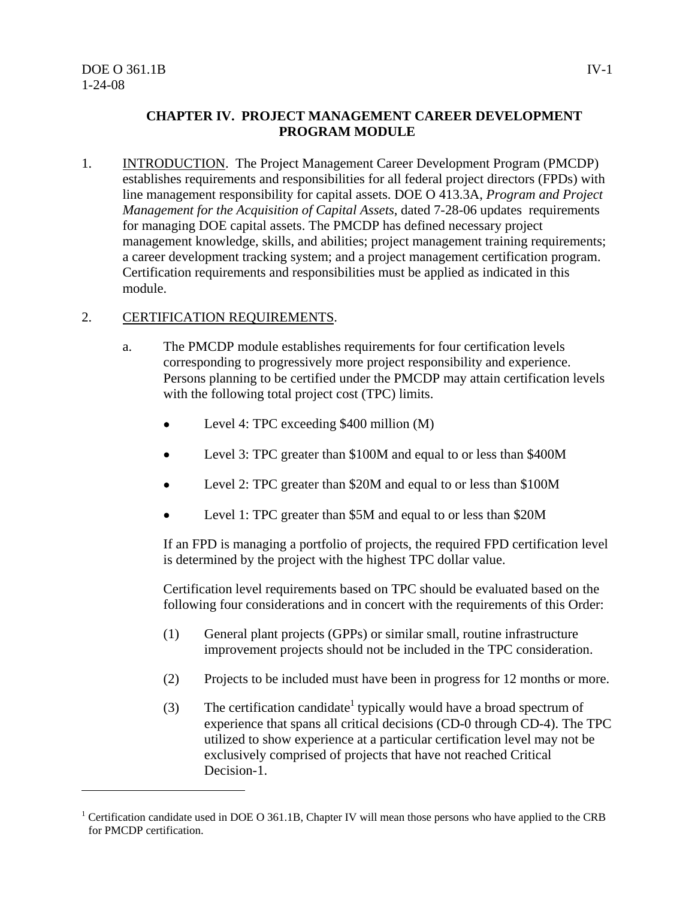## CHAPTER IV. PROJECT MANAGEMENT CAREER DEVELOPMENT PROGRAM MODULE

1. INTRODUCTION. The Project Management Career Development Program (PMCDP) establishes requirements and responsibilities for all federal project directors (FPDs) with line management responsibility for capital assets. DOE O 413.3A, *Program and Project Management for the Acquisition of Capital Assets*, dated 7-28-06 updates requirements for managing DOE capital assets. The PMCDP has defined necessary project management knowledge, skills, and abilities; project management training requirements; a career development tracking system; and a project management certification program. Certification requirements and responsibilities must be applied as indicated in this module.

2. CERTIFICATION REQUIREMENTS.

   a. The PMCDP module establishes requirements for four certification levels corresponding to progressively more project responsibility and experience. Persons planning to be certified under the PMCDP may attain certification levels with the following total project cost (TPC) limits.

      - Level 4: TPC exceeding $400 million (M)
      - Level 3: TPC greater than $100M and equal to or less than $400M
      - Level 2: TPC greater than $20M and equal to or less than $100M
      - Level 1: TPC greater than $5M and equal to or less than $20M

      If an FPD is managing a portfolio of projects, the required FPD certification level is determined by the project with the highest TPC dollar value.

      Certification level requirements based on TPC should be evaluated based on the following four considerations and in concert with the requirements of this Order:

      (1) General plant projects (GPPs) or similar small, routine infrastructure improvement projects should not be included in the TPC consideration.

      (2) Projects to be included must have been in progress for 12 months or more.

      (3) The certification candidate[1] typically would have a broad spectrum of experience that spans all critical decisions (CD-0 through CD-4). The TPC utilized to show experience at a particular certification level may not be exclusively comprised of projects that have not reached Critical Decision-1.

---

[1] Certification candidate used in DOE O 361.1B, Chapter IV will mean those persons who have applied to the CRB for PMCDP certification.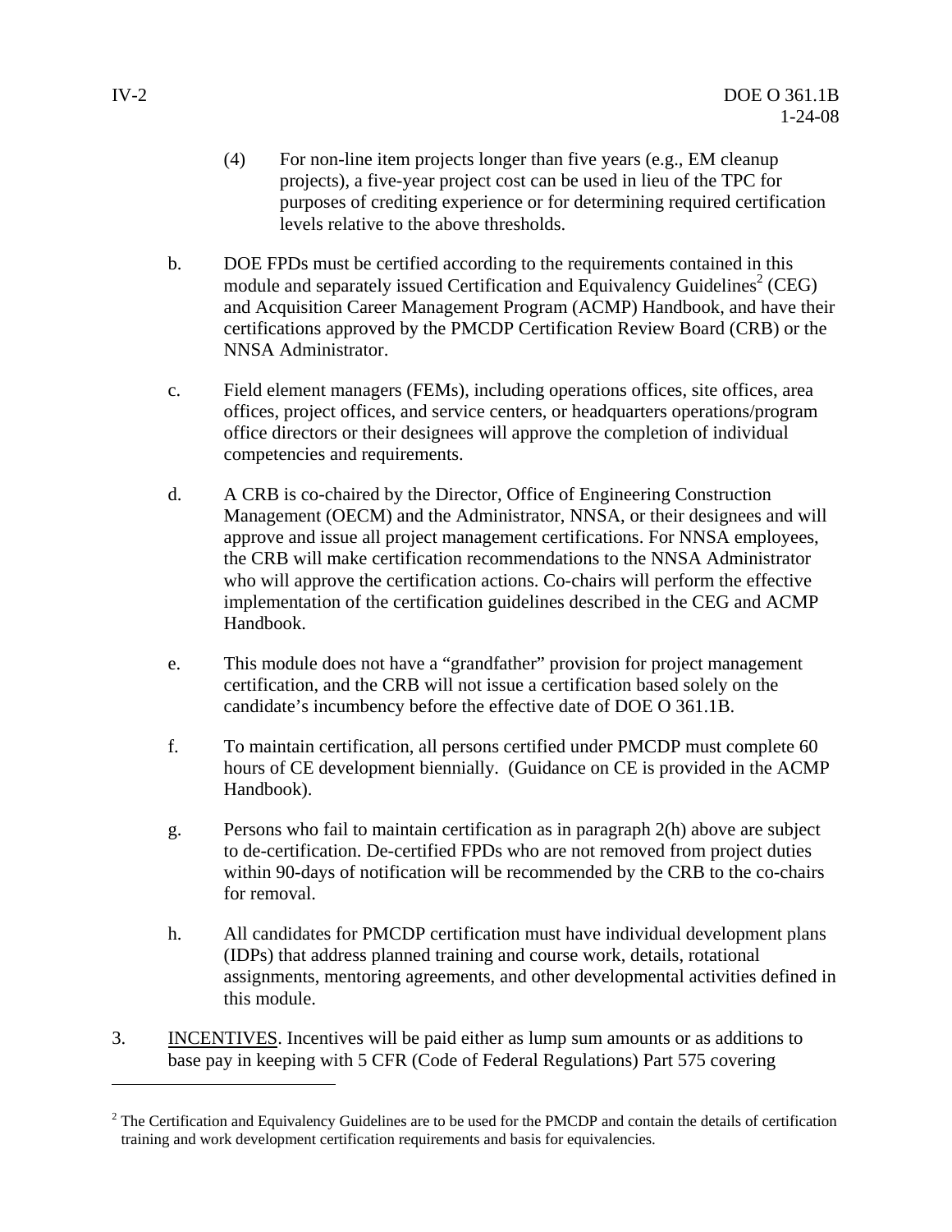(4) For non-line item projects longer than five years (e.g., EM cleanup projects), a five-year project cost can be used in lieu of the TPC for purposes of crediting experience or for determining required certification levels relative to the above thresholds.

b. DOE FPDs must be certified according to the requirements contained in this module and separately issued Certification and Equivalency Guidelines[2] (CEG) and Acquisition Career Management Program (ACMP) Handbook, and have their certifications approved by the PMCDP Certification Review Board (CRB) or the NNSA Administrator.

c. Field element managers (FEMs), including operations offices, site offices, area offices, project offices, and service centers, or headquarters operations/program office directors or their designees will approve the completion of individual competencies and requirements.

d. A CRB is co-chaired by the Director, Office of Engineering Construction Management (OECM) and the Administrator, NNSA, or their designees and will approve and issue all project management certifications. For NNSA employees, the CRB will make certification recommendations to the NNSA Administrator who will approve the certification actions. Co-chairs will perform the effective implementation of the certification guidelines described in the CEG and ACMP Handbook.

e. This module does not have a "grandfather" provision for project management certification, and the CRB will not issue a certification based solely on the candidate's incumbency before the effective date of DOE O 361.1B.

f. To maintain certification, all persons certified under PMCDP must complete 60 hours of CE development biennially. (Guidance on CE is provided in the ACMP Handbook).

g. Persons who fail to maintain certification as in paragraph 2(h) above are subject to de-certification. De-certified FPDs who are not removed from project duties within 90-days of notification will be recommended by the CRB to the co-chairs for removal.

h. All candidates for PMCDP certification must have individual development plans (IDPs) that address planned training and course work, details, rotational assignments, mentoring agreements, and other developmental activities defined in this module.

3. INCENTIVES. Incentives will be paid either as lump sum amounts or as additions to base pay in keeping with 5 CFR (Code of Federal Regulations) Part 575 covering

---

[2] The Certification and Equivalency Guidelines are to be used for the PMCDP and contain the details of certification training and work development certification requirements and basis for equivalencies.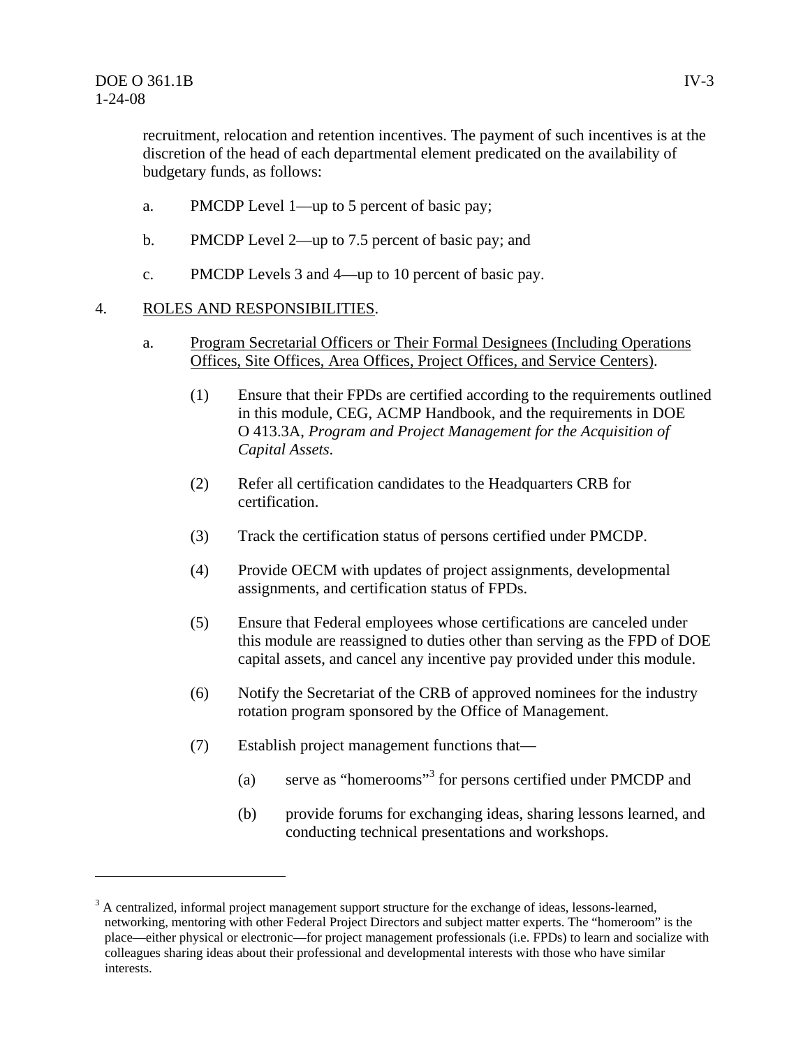recruitment, relocation and retention incentives. The payment of such incentives is at the discretion of the head of each departmental element predicated on the availability of budgetary funds, as follows:

a. PMCDP Level 1—up to 5 percent of basic pay;

b. PMCDP Level 2—up to 7.5 percent of basic pay; and

c. PMCDP Levels 3 and 4—up to 10 percent of basic pay.

4. ROLES AND RESPONSIBILITIES.

a. Program Secretarial Officers or Their Formal Designees (Including Operations Offices, Site Offices, Area Offices, Project Offices, and Service Centers).

(1) Ensure that their FPDs are certified according to the requirements outlined in this module, CEG, ACMP Handbook, and the requirements in DOE O 413.3A, *Program and Project Management for the Acquisition of Capital Assets*.

(2) Refer all certification candidates to the Headquarters CRB for certification.

(3) Track the certification status of persons certified under PMCDP.

(4) Provide OECM with updates of project assignments, developmental assignments, and certification status of FPDs.

(5) Ensure that Federal employees whose certifications are canceled under this module are reassigned to duties other than serving as the FPD of DOE capital assets, and cancel any incentive pay provided under this module.

(6) Notify the Secretariat of the CRB of approved nominees for the industry rotation program sponsored by the Office of Management.

(7) Establish project management functions that—

(a) serve as "homerooms"[3] for persons certified under PMCDP and

(b) provide forums for exchanging ideas, sharing lessons learned, and conducting technical presentations and workshops.

---

[3] A centralized, informal project management support structure for the exchange of ideas, lessons-learned, networking, mentoring with other Federal Project Directors and subject matter experts. The "homeroom" is the place—either physical or electronic—for project management professionals (i.e. FPDs) to learn and socialize with colleagues sharing ideas about their professional and developmental interests with those who have similar interests.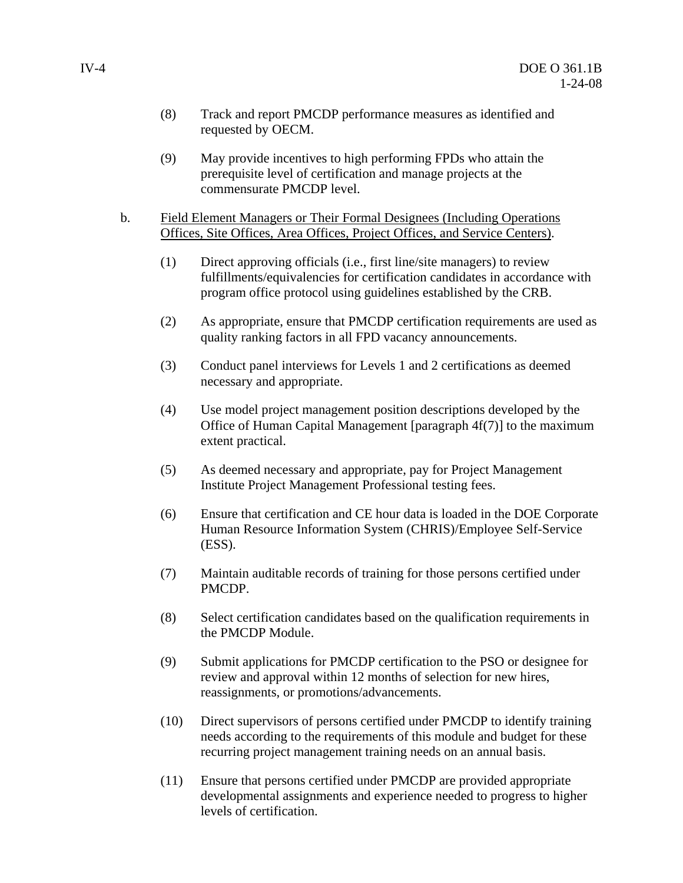(8) Track and report PMCDP performance measures as identified and requested by OECM.

(9) May provide incentives to high performing FPDs who attain the prerequisite level of certification and manage projects at the commensurate PMCDP level.

b. Field Element Managers or Their Formal Designees (Including Operations Offices, Site Offices, Area Offices, Project Offices, and Service Centers).

(1) Direct approving officials (i.e., first line/site managers) to review fulfillments/equivalencies for certification candidates in accordance with program office protocol using guidelines established by the CRB.

(2) As appropriate, ensure that PMCDP certification requirements are used as quality ranking factors in all FPD vacancy announcements.

(3) Conduct panel interviews for Levels 1 and 2 certifications as deemed necessary and appropriate.

(4) Use model project management position descriptions developed by the Office of Human Capital Management [paragraph 4f(7)] to the maximum extent practical.

(5) As deemed necessary and appropriate, pay for Project Management Institute Project Management Professional testing fees.

(6) Ensure that certification and CE hour data is loaded in the DOE Corporate Human Resource Information System (CHRIS)/Employee Self-Service (ESS).

(7) Maintain auditable records of training for those persons certified under PMCDP.

(8) Select certification candidates based on the qualification requirements in the PMCDP Module.

(9) Submit applications for PMCDP certification to the PSO or designee for review and approval within 12 months of selection for new hires, reassignments, or promotions/advancements.

(10) Direct supervisors of persons certified under PMCDP to identify training needs according to the requirements of this module and budget for these recurring project management training needs on an annual basis.

(11) Ensure that persons certified under PMCDP are provided appropriate developmental assignments and experience needed to progress to higher levels of certification.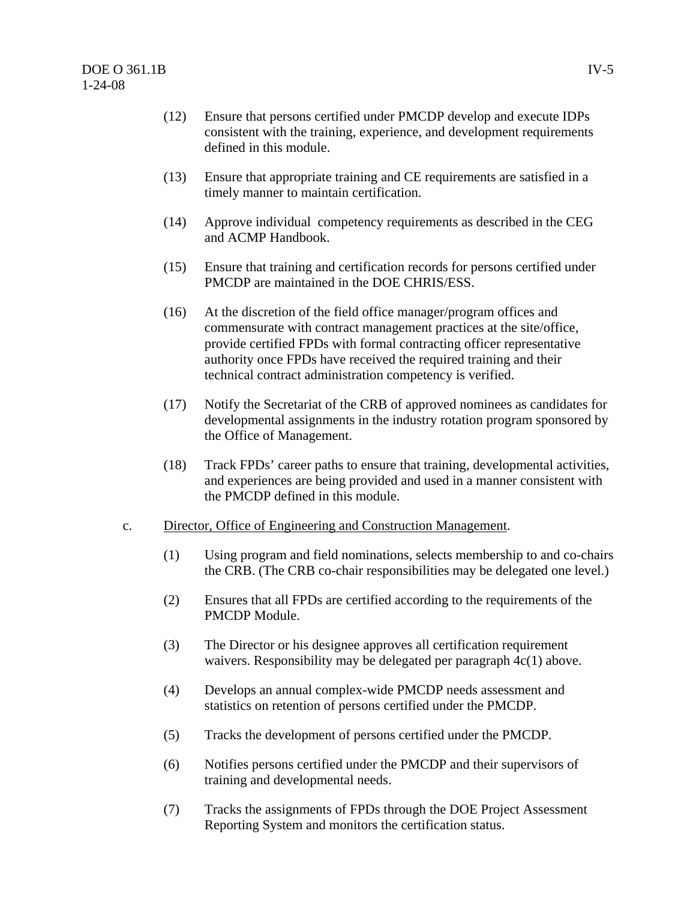(12) Ensure that persons certified under PMCDP develop and execute IDPs consistent with the training, experience, and development requirements defined in this module.

(13) Ensure that appropriate training and CE requirements are satisfied in a timely manner to maintain certification.

(14) Approve individual competency requirements as described in the CEG and ACMP Handbook.

(15) Ensure that training and certification records for persons certified under PMCDP are maintained in the DOE CHRIS/ESS.

(16) At the discretion of the field office manager/program offices and commensurate with contract management practices at the site/office, provide certified FPDs with formal contracting officer representative authority once FPDs have received the required training and their technical contract administration competency is verified.

(17) Notify the Secretariat of the CRB of approved nominees as candidates for developmental assignments in the industry rotation program sponsored by the Office of Management.

(18) Track FPDs' career paths to ensure that training, developmental activities, and experiences are being provided and used in a manner consistent with the PMCDP defined in this module.

c. Director, Office of Engineering and Construction Management.

(1) Using program and field nominations, selects membership to and co-chairs the CRB. (The CRB co-chair responsibilities may be delegated one level.)

(2) Ensures that all FPDs are certified according to the requirements of the PMCDP Module.

(3) The Director or his designee approves all certification requirement waivers. Responsibility may be delegated per paragraph 4c(1) above.

(4) Develops an annual complex-wide PMCDP needs assessment and statistics on retention of persons certified under the PMCDP.

(5) Tracks the development of persons certified under the PMCDP.

(6) Notifies persons certified under the PMCDP and their supervisors of training and developmental needs.

(7) Tracks the assignments of FPDs through the DOE Project Assessment Reporting System and monitors the certification status.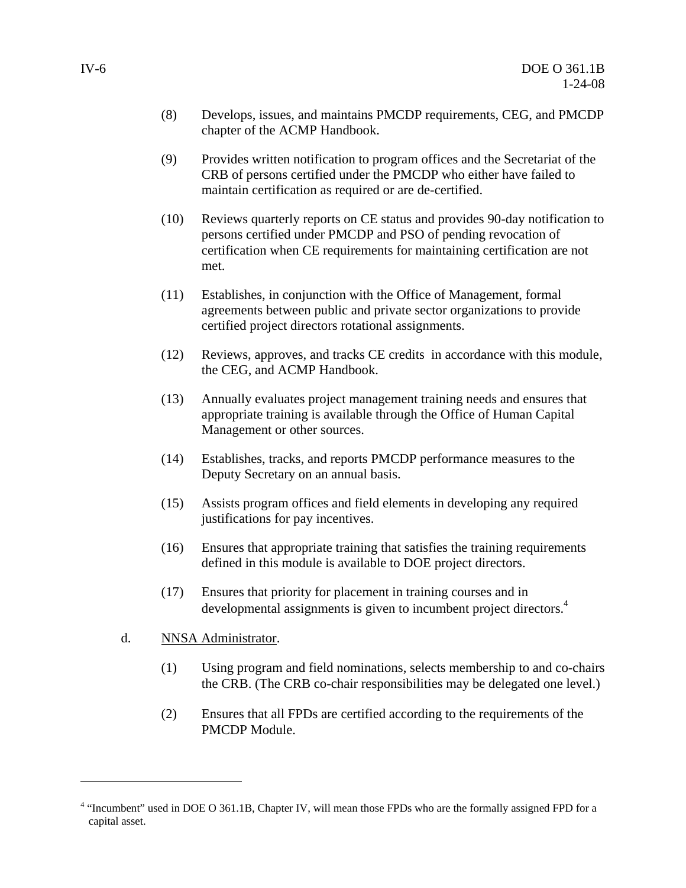(8) Develops, issues, and maintains PMCDP requirements, CEG, and PMCDP chapter of the ACMP Handbook.

(9) Provides written notification to program offices and the Secretariat of the CRB of persons certified under the PMCDP who either have failed to maintain certification as required or are de-certified.

(10) Reviews quarterly reports on CE status and provides 90-day notification to persons certified under PMCDP and PSO of pending revocation of certification when CE requirements for maintaining certification are not met.

(11) Establishes, in conjunction with the Office of Management, formal agreements between public and private sector organizations to provide certified project directors rotational assignments.

(12) Reviews, approves, and tracks CE credits in accordance with this module, the CEG, and ACMP Handbook.

(13) Annually evaluates project management training needs and ensures that appropriate training is available through the Office of Human Capital Management or other sources.

(14) Establishes, tracks, and reports PMCDP performance measures to the Deputy Secretary on an annual basis.

(15) Assists program offices and field elements in developing any required justifications for pay incentives.

(16) Ensures that appropriate training that satisfies the training requirements defined in this module is available to DOE project directors.

(17) Ensures that priority for placement in training courses and in developmental assignments is given to incumbent project directors.[4]

d. NNSA Administrator.

(1) Using program and field nominations, selects membership to and co-chairs the CRB. (The CRB co-chair responsibilities may be delegated one level.)

(2) Ensures that all FPDs are certified according to the requirements of the PMCDP Module.

---

[4] "Incumbent" used in DOE O 361.1B, Chapter IV, will mean those FPDs who are the formally assigned FPD for a capital asset.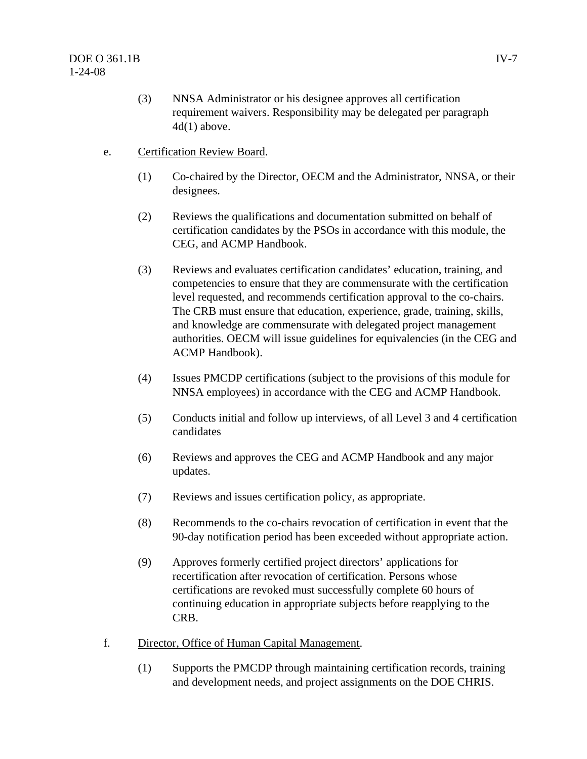(3) NNSA Administrator or his designee approves all certification requirement waivers. Responsibility may be delegated per paragraph 4d(1) above.

e. Certification Review Board.

(1) Co-chaired by the Director, OECM and the Administrator, NNSA, or their designees.

(2) Reviews the qualifications and documentation submitted on behalf of certification candidates by the PSOs in accordance with this module, the CEG, and ACMP Handbook.

(3) Reviews and evaluates certification candidates' education, training, and competencies to ensure that they are commensurate with the certification level requested, and recommends certification approval to the co-chairs. The CRB must ensure that education, experience, grade, training, skills, and knowledge are commensurate with delegated project management authorities. OECM will issue guidelines for equivalencies (in the CEG and ACMP Handbook).

(4) Issues PMCDP certifications (subject to the provisions of this module for NNSA employees) in accordance with the CEG and ACMP Handbook.

(5) Conducts initial and follow up interviews, of all Level 3 and 4 certification candidates

(6) Reviews and approves the CEG and ACMP Handbook and any major updates.

(7) Reviews and issues certification policy, as appropriate.

(8) Recommends to the co-chairs revocation of certification in event that the 90-day notification period has been exceeded without appropriate action.

(9) Approves formerly certified project directors' applications for recertification after revocation of certification. Persons whose certifications are revoked must successfully complete 60 hours of continuing education in appropriate subjects before reapplying to the CRB.

f. Director, Office of Human Capital Management.

(1) Supports the PMCDP through maintaining certification records, training and development needs, and project assignments on the DOE CHRIS.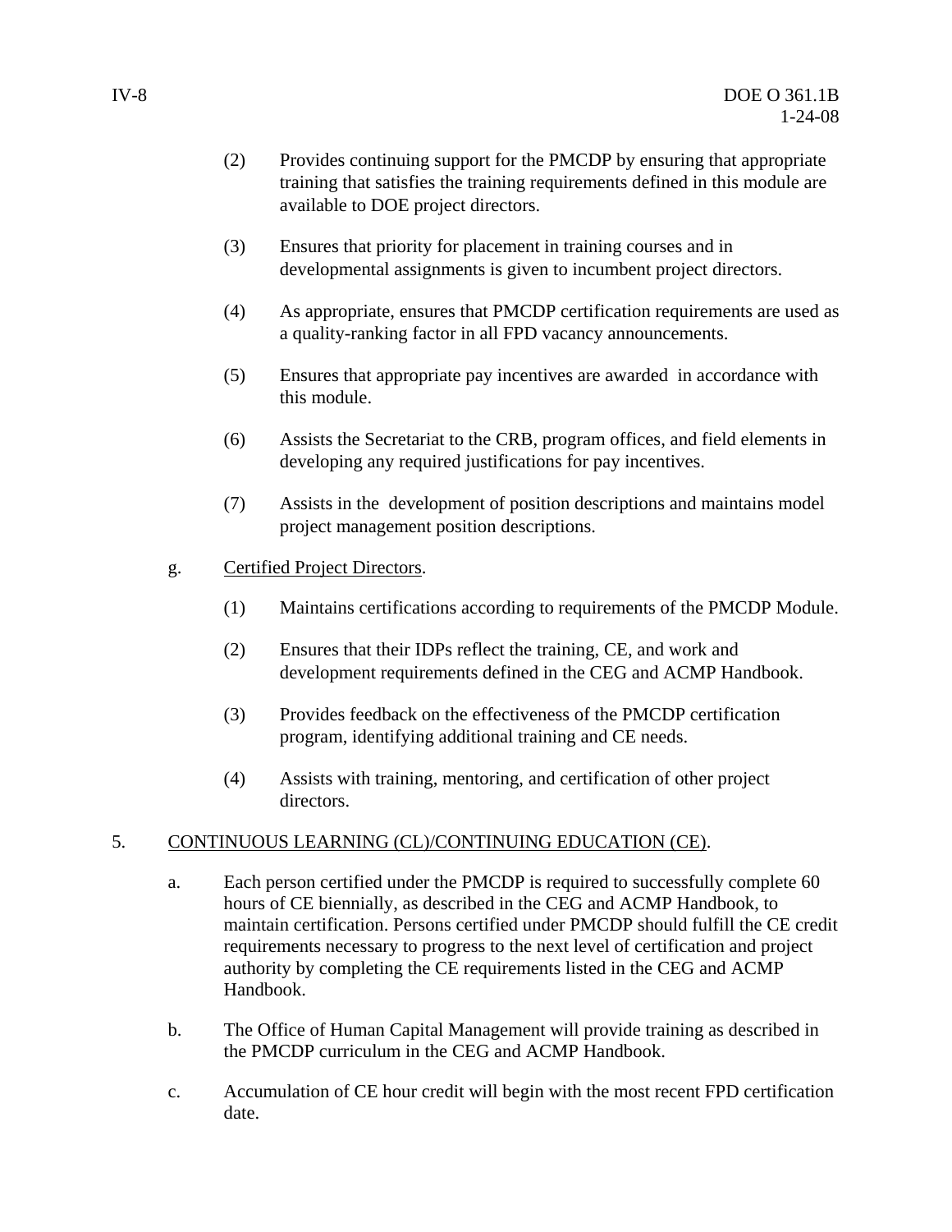(2) Provides continuing support for the PMCDP by ensuring that appropriate training that satisfies the training requirements defined in this module are available to DOE project directors.

(3) Ensures that priority for placement in training courses and in developmental assignments is given to incumbent project directors.

(4) As appropriate, ensures that PMCDP certification requirements are used as a quality-ranking factor in all FPD vacancy announcements.

(5) Ensures that appropriate pay incentives are awarded in accordance with this module.

(6) Assists the Secretariat to the CRB, program offices, and field elements in developing any required justifications for pay incentives.

(7) Assists in the development of position descriptions and maintains model project management position descriptions.

g. Certified Project Directors.

(1) Maintains certifications according to requirements of the PMCDP Module.

(2) Ensures that their IDPs reflect the training, CE, and work and development requirements defined in the CEG and ACMP Handbook.

(3) Provides feedback on the effectiveness of the PMCDP certification program, identifying additional training and CE needs.

(4) Assists with training, mentoring, and certification of other project directors.

5. CONTINUOUS LEARNING (CL)/CONTINUING EDUCATION (CE).

a. Each person certified under the PMCDP is required to successfully complete 60 hours of CE biennially, as described in the CEG and ACMP Handbook, to maintain certification. Persons certified under PMCDP should fulfill the CE credit requirements necessary to progress to the next level of certification and project authority by completing the CE requirements listed in the CEG and ACMP Handbook.

b. The Office of Human Capital Management will provide training as described in the PMCDP curriculum in the CEG and ACMP Handbook.

c. Accumulation of CE hour credit will begin with the most recent FPD certification date.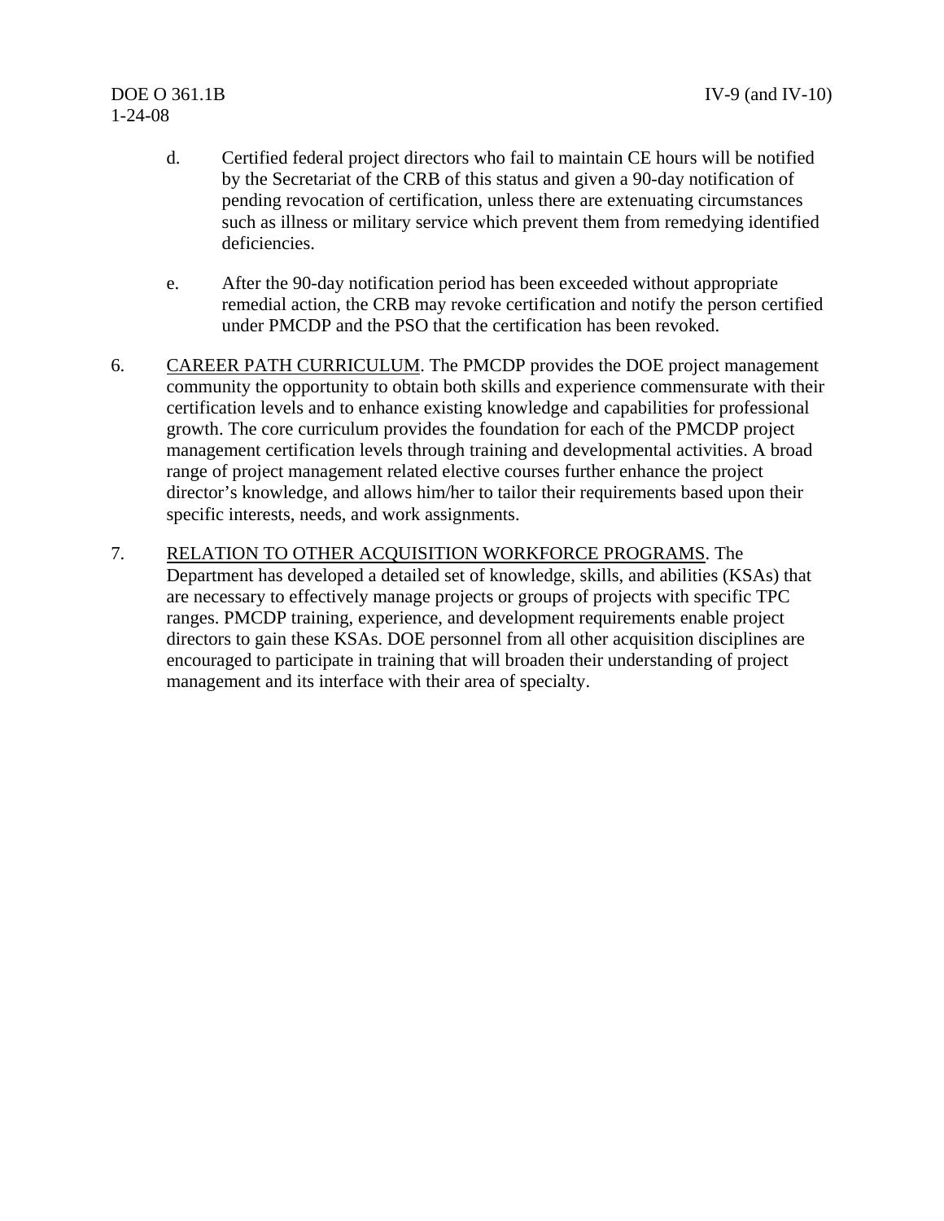d. Certified federal project directors who fail to maintain CE hours will be notified by the Secretariat of the CRB of this status and given a 90-day notification of pending revocation of certification, unless there are extenuating circumstances such as illness or military service which prevent them from remedying identified deficiencies.

e. After the 90-day notification period has been exceeded without appropriate remedial action, the CRB may revoke certification and notify the person certified under PMCDP and the PSO that the certification has been revoked.

6. CAREER PATH CURRICULUM. The PMCDP provides the DOE project management community the opportunity to obtain both skills and experience commensurate with their certification levels and to enhance existing knowledge and capabilities for professional growth. The core curriculum provides the foundation for each of the PMCDP project management certification levels through training and developmental activities. A broad range of project management related elective courses further enhance the project director's knowledge, and allows him/her to tailor their requirements based upon their specific interests, needs, and work assignments.

7. RELATION TO OTHER ACQUISITION WORKFORCE PROGRAMS. The Department has developed a detailed set of knowledge, skills, and abilities (KSAs) that are necessary to effectively manage projects or groups of projects with specific TPC ranges. PMCDP training, experience, and development requirements enable project directors to gain these KSAs. DOE personnel from all other acquisition disciplines are encouraged to participate in training that will broaden their understanding of project management and its interface with their area of specialty.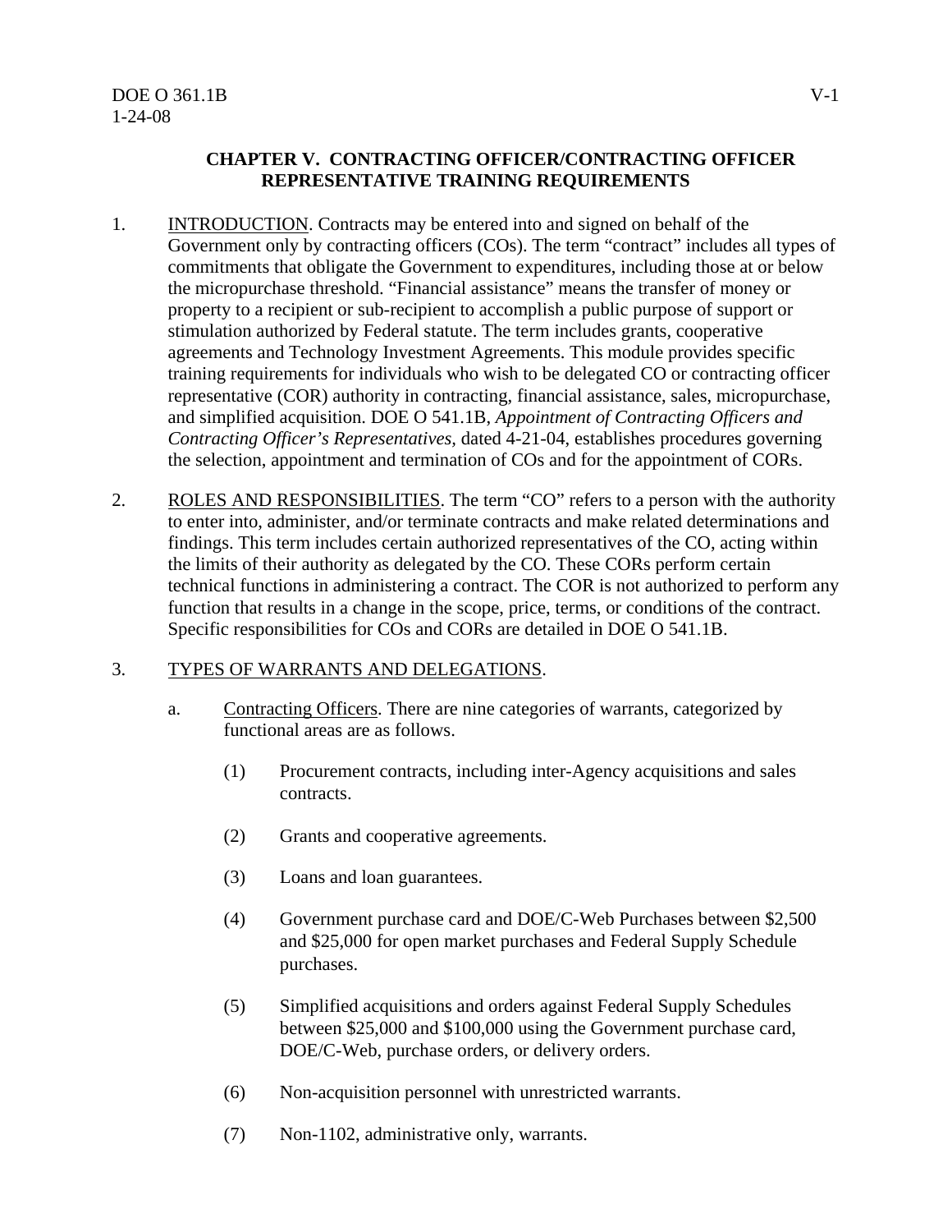# CHAPTER V. CONTRACTING OFFICER/CONTRACTING OFFICER REPRESENTATIVE TRAINING REQUIREMENTS

1. INTRODUCTION. Contracts may be entered into and signed on behalf of the Government only by contracting officers (COs). The term "contract" includes all types of commitments that obligate the Government to expenditures, including those at or below the micropurchase threshold. "Financial assistance" means the transfer of money or property to a recipient or sub-recipient to accomplish a public purpose of support or stimulation authorized by Federal statute. The term includes grants, cooperative agreements and Technology Investment Agreements. This module provides specific training requirements for individuals who wish to be delegated CO or contracting officer representative (COR) authority in contracting, financial assistance, sales, micropurchase, and simplified acquisition. DOE O 541.1B, *Appointment of Contracting Officers and Contracting Officer's Representatives,* dated 4-21-04, establishes procedures governing the selection, appointment and termination of COs and for the appointment of CORs.

2. ROLES AND RESPONSIBILITIES. The term "CO" refers to a person with the authority to enter into, administer, and/or terminate contracts and make related determinations and findings. This term includes certain authorized representatives of the CO, acting within the limits of their authority as delegated by the CO. These CORs perform certain technical functions in administering a contract. The COR is not authorized to perform any function that results in a change in the scope, price, terms, or conditions of the contract. Specific responsibilities for COs and CORs are detailed in DOE O 541.1B.

3. TYPES OF WARRANTS AND DELEGATIONS.

   a. Contracting Officers. There are nine categories of warrants, categorized by functional areas are as follows.

      (1) Procurement contracts, including inter-Agency acquisitions and sales contracts.

      (2) Grants and cooperative agreements.

      (3) Loans and loan guarantees.

      (4) Government purchase card and DOE/C-Web Purchases between $2,500 and $25,000 for open market purchases and Federal Supply Schedule purchases.

      (5) Simplified acquisitions and orders against Federal Supply Schedules between $25,000 and $100,000 using the Government purchase card, DOE/C-Web, purchase orders, or delivery orders.

      (6) Non-acquisition personnel with unrestricted warrants.

      (7) Non-1102, administrative only, warrants.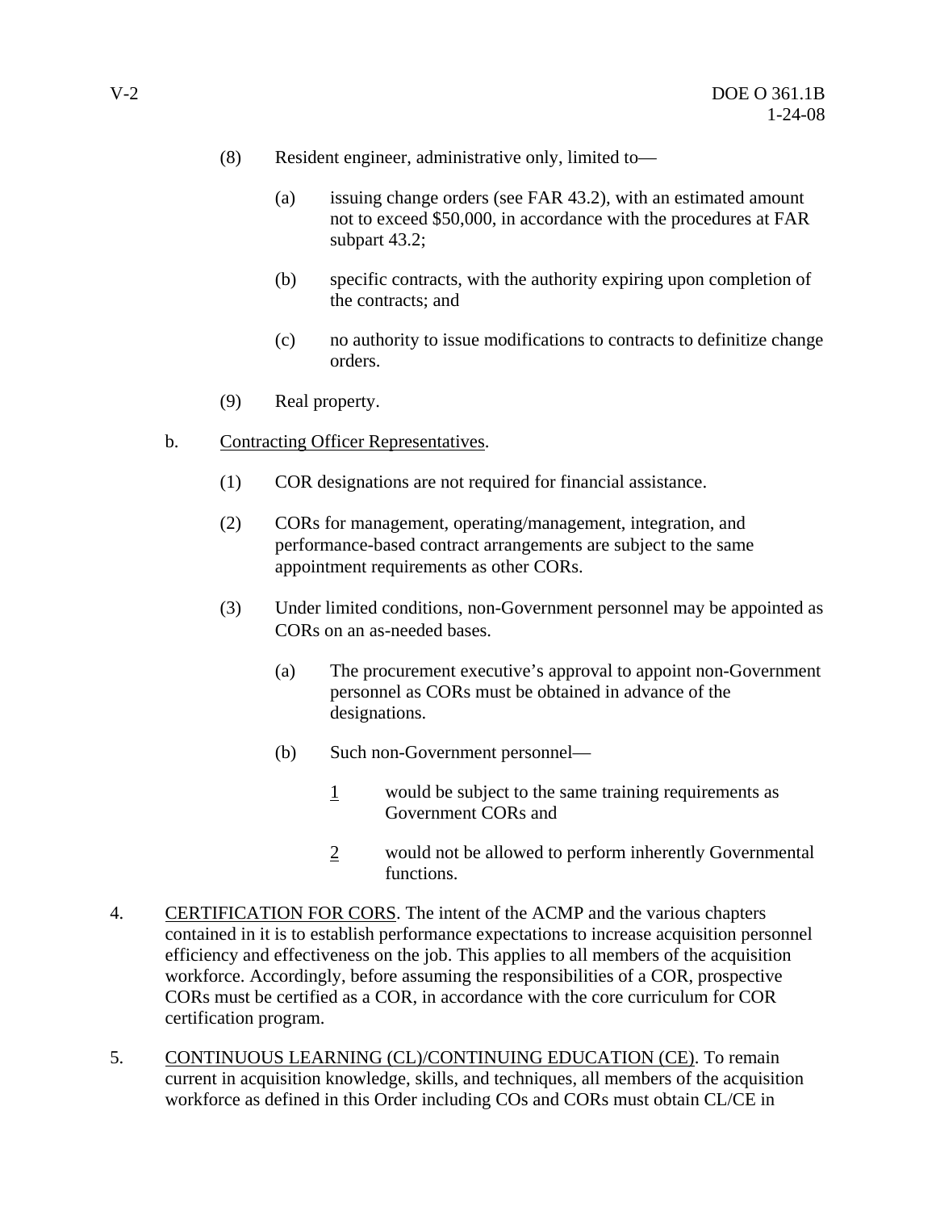(8) Resident engineer, administrative only, limited to—

(a) issuing change orders (see FAR 43.2), with an estimated amount not to exceed $50,000, in accordance with the procedures at FAR subpart 43.2;

(b) specific contracts, with the authority expiring upon completion of the contracts; and

(c) no authority to issue modifications to contracts to definitize change orders.

(9) Real property.

b. <u>Contracting Officer Representatives</u>.

(1) COR designations are not required for financial assistance.

(2) CORs for management, operating/management, integration, and performance-based contract arrangements are subject to the same appointment requirements as other CORs.

(3) Under limited conditions, non-Government personnel may be appointed as CORs on an as-needed bases.

(a) The procurement executive's approval to appoint non-Government personnel as CORs must be obtained in advance of the designations.

(b) Such non-Government personnel—

<u>1</u> would be subject to the same training requirements as Government CORs and

<u>2</u> would not be allowed to perform inherently Governmental functions.

4. <u>CERTIFICATION FOR CORS</u>. The intent of the ACMP and the various chapters contained in it is to establish performance expectations to increase acquisition personnel efficiency and effectiveness on the job. This applies to all members of the acquisition workforce. Accordingly, before assuming the responsibilities of a COR, prospective CORs must be certified as a COR, in accordance with the core curriculum for COR certification program.

5. <u>CONTINUOUS LEARNING (CL)/CONTINUING EDUCATION (CE)</u>. To remain current in acquisition knowledge, skills, and techniques, all members of the acquisition workforce as defined in this Order including COs and CORs must obtain CL/CE in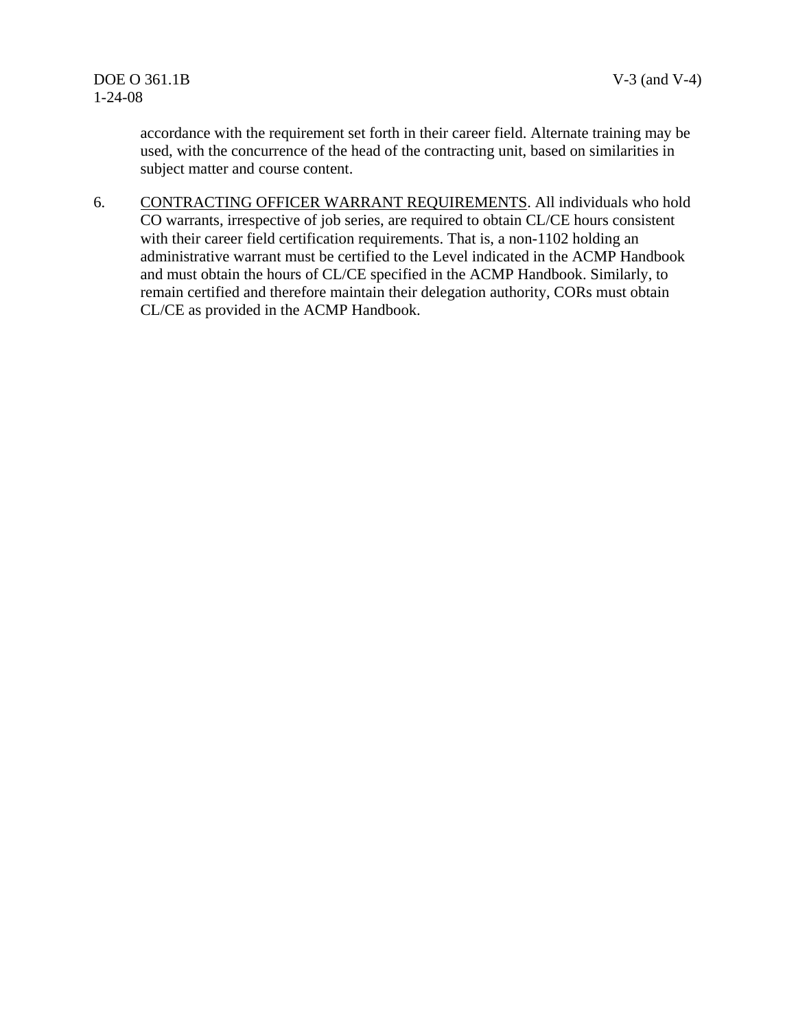accordance with the requirement set forth in their career field. Alternate training may be used, with the concurrence of the head of the contracting unit, based on similarities in subject matter and course content.

6. CONTRACTING OFFICER WARRANT REQUIREMENTS. All individuals who hold CO warrants, irrespective of job series, are required to obtain CL/CE hours consistent with their career field certification requirements. That is, a non-1102 holding an administrative warrant must be certified to the Level indicated in the ACMP Handbook and must obtain the hours of CL/CE specified in the ACMP Handbook. Similarly, to remain certified and therefore maintain their delegation authority, CORs must obtain CL/CE as provided in the ACMP Handbook.